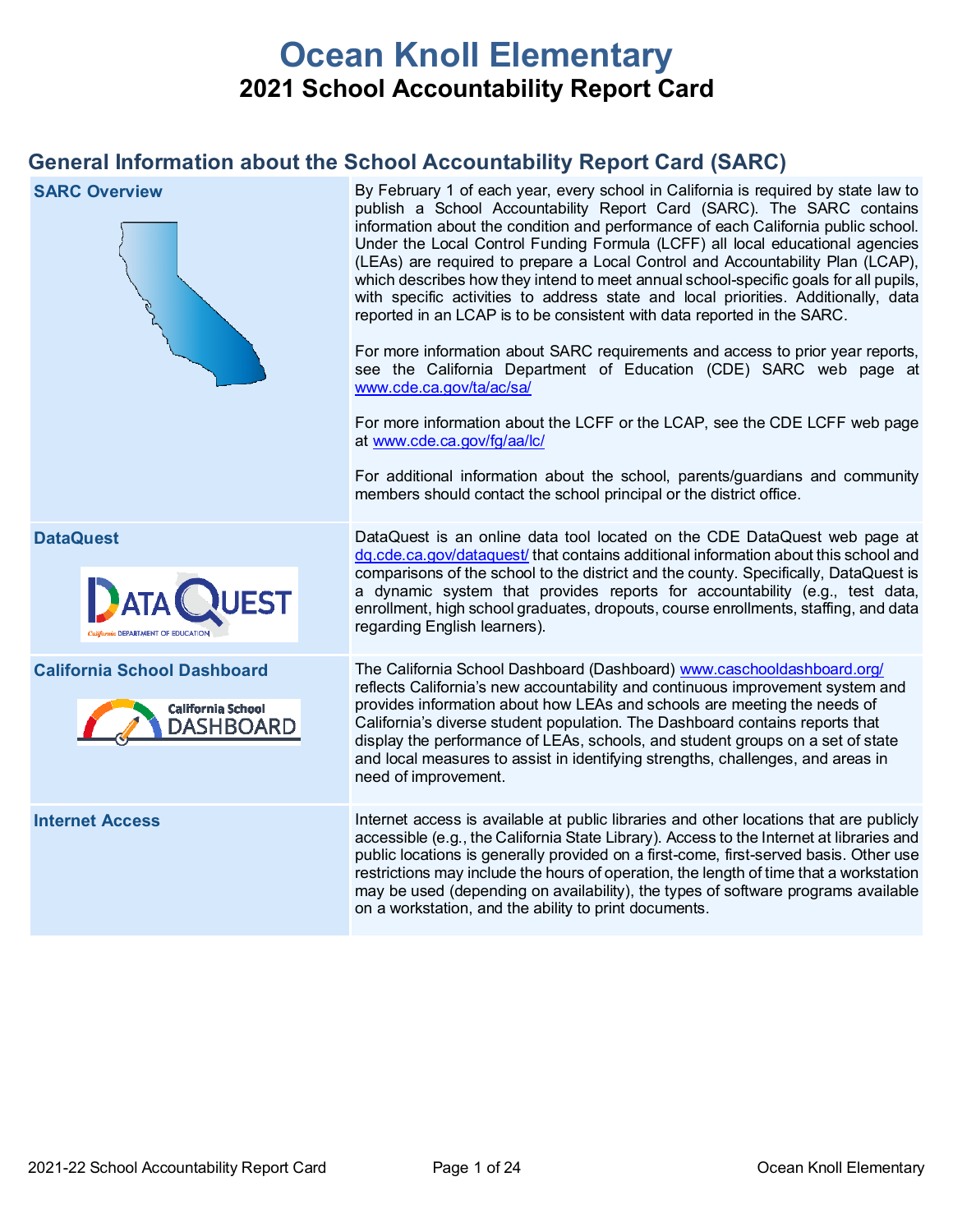# Ocean Knoll Elementary

## 2021 School Accountability Report Card

## General Information about the School Accountability Report Card (SARC)

| | |
|---|---|
| **SARC Overview** | By February 1 of each year, every school in California is required by state law to publish a School Accountability Report Card (SARC). The SARC contains information about the condition and performance of each California public school. Under the Local Control Funding Formula (LCFF) all local educational agencies (LEAs) are required to prepare a Local Control and Accountability Plan (LCAP), which describes how they intend to meet annual school-specific goals for all pupils, with specific activities to address state and local priorities. Additionally, data reported in an LCAP is to be consistent with data reported in the SARC.<br><br>For more information about SARC requirements and access to prior year reports, see the California Department of Education (CDE) SARC web page at www.cde.ca.gov/ta/ac/sa/<br><br>For more information about the LCFF or the LCAP, see the CDE LCFF web page at www.cde.ca.gov/fg/aa/lc/<br><br>For additional information about the school, parents/guardians and community members should contact the school principal or the district office. |
| **DataQuest** | DataQuest is an online data tool located on the CDE DataQuest web page at dq.cde.ca.gov/dataquest/ that contains additional information about this school and comparisons of the school to the district and the county. Specifically, DataQuest is a dynamic system that provides reports for accountability (e.g., test data, enrollment, high school graduates, dropouts, course enrollments, staffing, and data regarding English learners). |
| **California School Dashboard** | The California School Dashboard (Dashboard) www.caschooldashboard.org/ reflects California's new accountability and continuous improvement system and provides information about how LEAs and schools are meeting the needs of California's diverse student population. The Dashboard contains reports that display the performance of LEAs, schools, and student groups on a set of state and local measures to assist in identifying strengths, challenges, and areas in need of improvement. |
| **Internet Access** | Internet access is available at public libraries and other locations that are publicly accessible (e.g., the California State Library). Access to the Internet at libraries and public locations is generally provided on a first-come, first-served basis. Other use restrictions may include the hours of operation, the length of time that a workstation may be used (depending on availability), the types of software programs available on a workstation, and the ability to print documents. |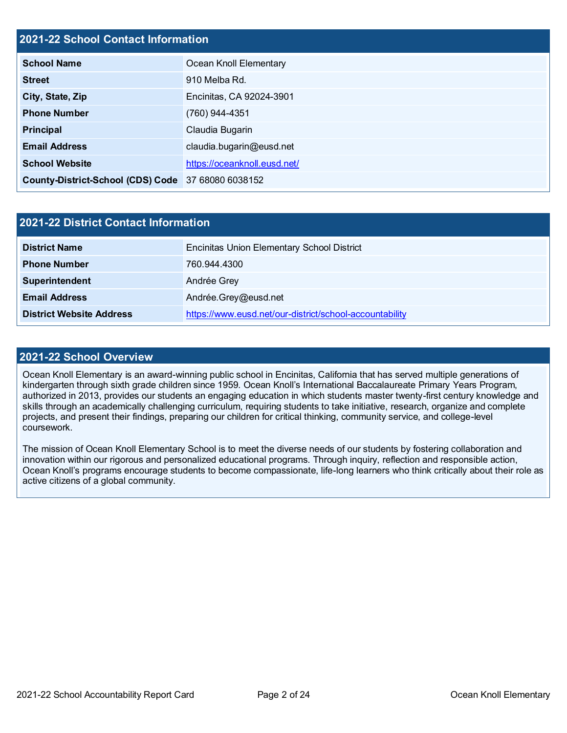## 2021-22 School Contact Information

| 2021-22 School Contact Information | |
|---|---|
| **School Name** | Ocean Knoll Elementary |
| **Street** | 910 Melba Rd. |
| **City, State, Zip** | Encinitas, CA 92024-3901 |
| **Phone Number** | (760) 944-4351 |
| **Principal** | Claudia Bugarin |
| **Email Address** | claudia.bugarin@eusd.net |
| **School Website** | https://oceanknoll.eusd.net/ |
| **County-District-School (CDS) Code** | 37 68080 6038152 |

## 2021-22 District Contact Information

| 2021-22 District Contact Information | |
|---|---|
| **District Name** | Encinitas Union Elementary School District |
| **Phone Number** | 760.944.4300 |
| **Superintendent** | Andrée Grey |
| **Email Address** | Andrée.Grey@eusd.net |
| **District Website Address** | https://www.eusd.net/our-district/school-accountability |

## 2021-22 School Overview

Ocean Knoll Elementary is an award-winning public school in Encinitas, California that has served multiple generations of kindergarten through sixth grade children since 1959. Ocean Knoll's International Baccalaureate Primary Years Program, authorized in 2013, provides our students an engaging education in which students master twenty-first century knowledge and skills through an academically challenging curriculum, requiring students to take initiative, research, organize and complete projects, and present their findings, preparing our children for critical thinking, community service, and college-level coursework.

The mission of Ocean Knoll Elementary School is to meet the diverse needs of our students by fostering collaboration and innovation within our rigorous and personalized educational programs. Through inquiry, reflection and responsible action, Ocean Knoll's programs encourage students to become compassionate, life-long learners who think critically about their role as active citizens of a global community.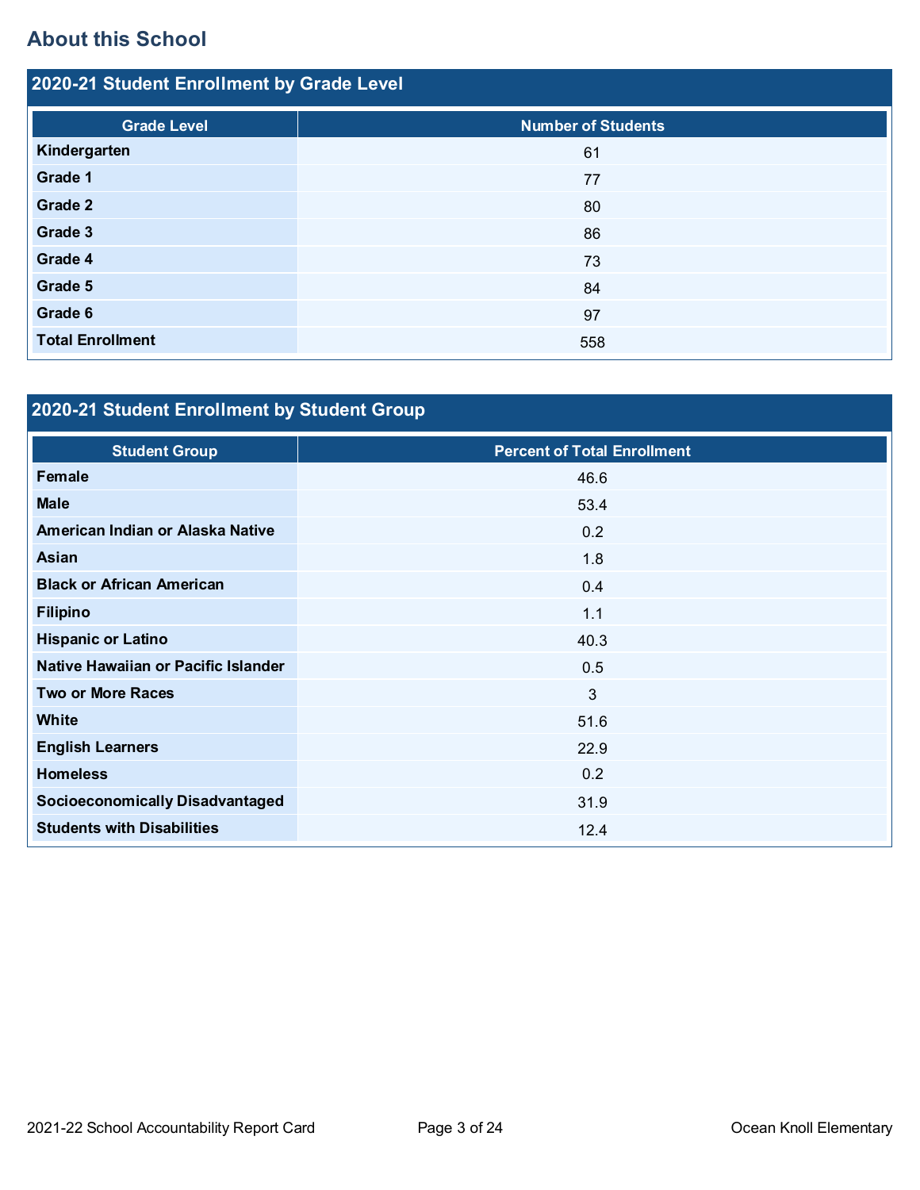## About this School

### 2020-21 Student Enrollment by Grade Level

| Grade Level | Number of Students |
|---|---|
| **Kindergarten** | 61 |
| **Grade 1** | 77 |
| **Grade 2** | 80 |
| **Grade 3** | 86 |
| **Grade 4** | 73 |
| **Grade 5** | 84 |
| **Grade 6** | 97 |
| **Total Enrollment** | 558 |

### 2020-21 Student Enrollment by Student Group

| Student Group | Percent of Total Enrollment |
|---|---|
| **Female** | 46.6 |
| **Male** | 53.4 |
| **American Indian or Alaska Native** | 0.2 |
| **Asian** | 1.8 |
| **Black or African American** | 0.4 |
| **Filipino** | 1.1 |
| **Hispanic or Latino** | 40.3 |
| **Native Hawaiian or Pacific Islander** | 0.5 |
| **Two or More Races** | 3 |
| **White** | 51.6 |
| **English Learners** | 22.9 |
| **Homeless** | 0.2 |
| **Socioeconomically Disadvantaged** | 31.9 |
| **Students with Disabilities** | 12.4 |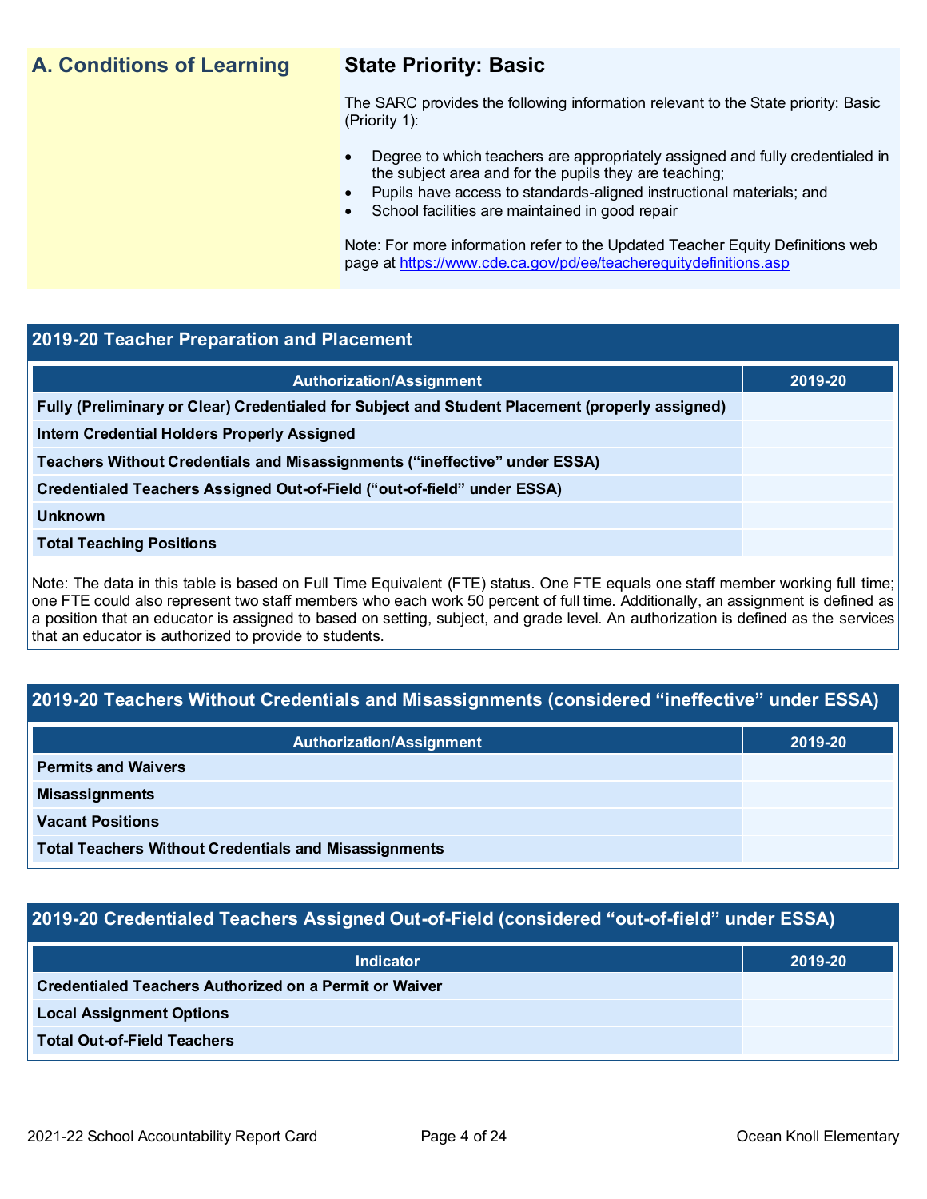## A. Conditions of Learning

### State Priority: Basic

The SARC provides the following information relevant to the State priority: Basic (Priority 1):

- Degree to which teachers are appropriately assigned and fully credentialed in the subject area and for the pupils they are teaching;
- Pupils have access to standards-aligned instructional materials; and
- School facilities are maintained in good repair

Note: For more information refer to the Updated Teacher Equity Definitions web page at https://www.cde.ca.gov/pd/ee/teacherequitydefinitions.asp

### 2019-20 Teacher Preparation and Placement

| Authorization/Assignment | 2019-20 |
|---|---|
| Fully (Preliminary or Clear) Credentialed for Subject and Student Placement (properly assigned) | |
| Intern Credential Holders Properly Assigned | |
| Teachers Without Credentials and Misassignments ("ineffective" under ESSA) | |
| Credentialed Teachers Assigned Out-of-Field ("out-of-field" under ESSA) | |
| Unknown | |
| Total Teaching Positions | |

Note: The data in this table is based on Full Time Equivalent (FTE) status. One FTE equals one staff member working full time; one FTE could also represent two staff members who each work 50 percent of full time. Additionally, an assignment is defined as a position that an educator is assigned to based on setting, subject, and grade level. An authorization is defined as the services that an educator is authorized to provide to students.

### 2019-20 Teachers Without Credentials and Misassignments (considered "ineffective" under ESSA)

| Authorization/Assignment | 2019-20 |
|---|---|
| Permits and Waivers | |
| Misassignments | |
| Vacant Positions | |
| Total Teachers Without Credentials and Misassignments | |

### 2019-20 Credentialed Teachers Assigned Out-of-Field (considered "out-of-field" under ESSA)

| Indicator | 2019-20 |
|---|---|
| Credentialed Teachers Authorized on a Permit or Waiver | |
| Local Assignment Options | |
| Total Out-of-Field Teachers | |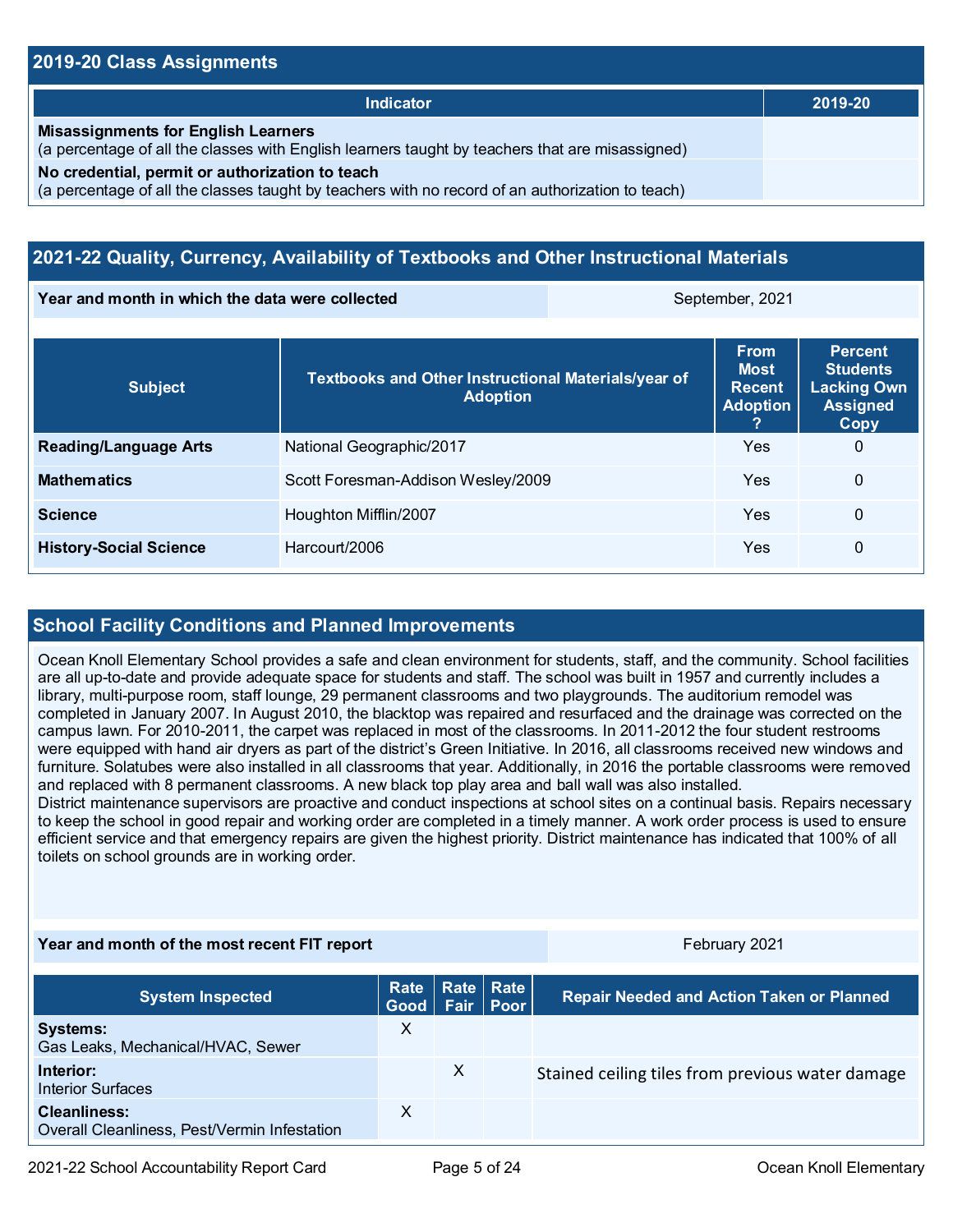## 2019-20 Class Assignments

| Indicator | 2019-20 |
|---|---|
| **Misassignments for English Learners**<br>(a percentage of all the classes with English learners taught by teachers that are misassigned) | |
| **No credential, permit or authorization to teach**<br>(a percentage of all the classes taught by teachers with no record of an authorization to teach) | |

## 2021-22 Quality, Currency, Availability of Textbooks and Other Instructional Materials

| Year and month in which the data were collected | September, 2021 |
|---|---|

| Subject | Textbooks and Other Instructional Materials/year of Adoption | From Most Recent Adoption ? | Percent Students Lacking Own Assigned Copy |
|---|---|---|---|
| **Reading/Language Arts** | National Geographic/2017 | Yes | 0 |
| **Mathematics** | Scott Foresman-Addison Wesley/2009 | Yes | 0 |
| **Science** | Houghton Mifflin/2007 | Yes | 0 |
| **History-Social Science** | Harcourt/2006 | Yes | 0 |

## School Facility Conditions and Planned Improvements

Ocean Knoll Elementary School provides a safe and clean environment for students, staff, and the community. School facilities are all up-to-date and provide adequate space for students and staff. The school was built in 1957 and currently includes a library, multi-purpose room, staff lounge, 29 permanent classrooms and two playgrounds. The auditorium remodel was completed in January 2007. In August 2010, the blacktop was repaired and resurfaced and the drainage was corrected on the campus lawn. For 2010-2011, the carpet was replaced in most of the classrooms. In 2011-2012 the four student restrooms were equipped with hand air dryers as part of the district's Green Initiative. In 2016, all classrooms received new windows and furniture. Solatubes were also installed in all classrooms that year. Additionally, in 2016 the portable classrooms were removed and replaced with 8 permanent classrooms. A new black top play area and ball wall was also installed.
District maintenance supervisors are proactive and conduct inspections at school sites on a continual basis. Repairs necessary to keep the school in good repair and working order are completed in a timely manner. A work order process is used to ensure efficient service and that emergency repairs are given the highest priority. District maintenance has indicated that 100% of all toilets on school grounds are in working order.

| Year and month of the most recent FIT report | February 2021 |
|---|---|

| System Inspected | Rate Good | Rate Fair | Rate Poor | Repair Needed and Action Taken or Planned |
|---|---|---|---|---|
| **Systems:**<br>Gas Leaks, Mechanical/HVAC, Sewer | X | | | |
| **Interior:**<br>Interior Surfaces | | X | | Stained ceiling tiles from previous water damage |
| **Cleanliness:**<br>Overall Cleanliness, Pest/Vermin Infestation | X | | | |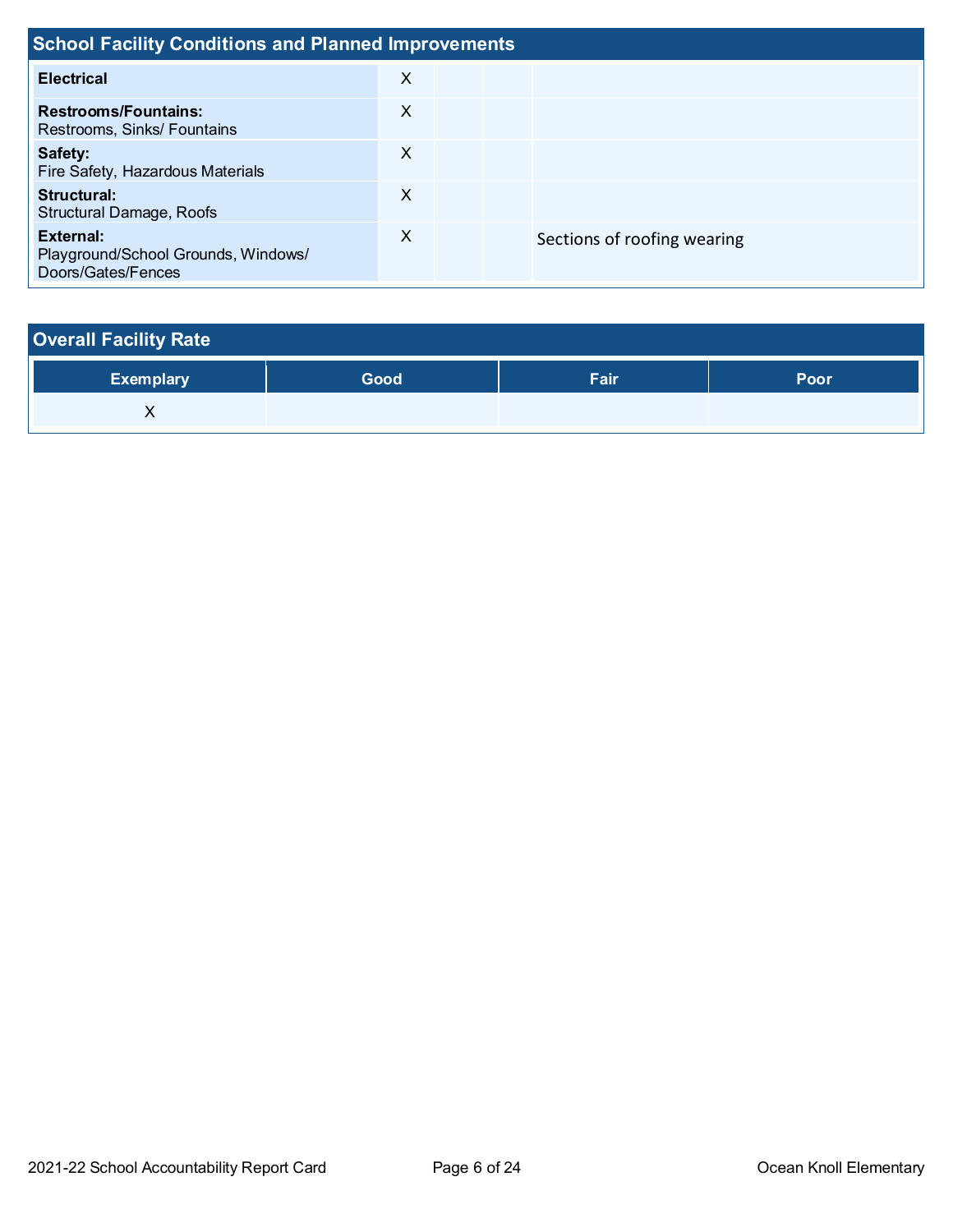## School Facility Conditions and Planned Improvements

| | | | | |
|---|---|---|---|---|
| **Electrical** | X | | | |
| **Restrooms/Fountains:** Restrooms, Sinks/ Fountains | X | | | |
| **Safety:** Fire Safety, Hazardous Materials | X | | | |
| **Structural:** Structural Damage, Roofs | X | | | |
| **External:** Playground/School Grounds, Windows/ Doors/Gates/Fences | X | | | Sections of roofing wearing |

## Overall Facility Rate

| Exemplary | Good | Fair | Poor |
|---|---|---|---|
| X | | | |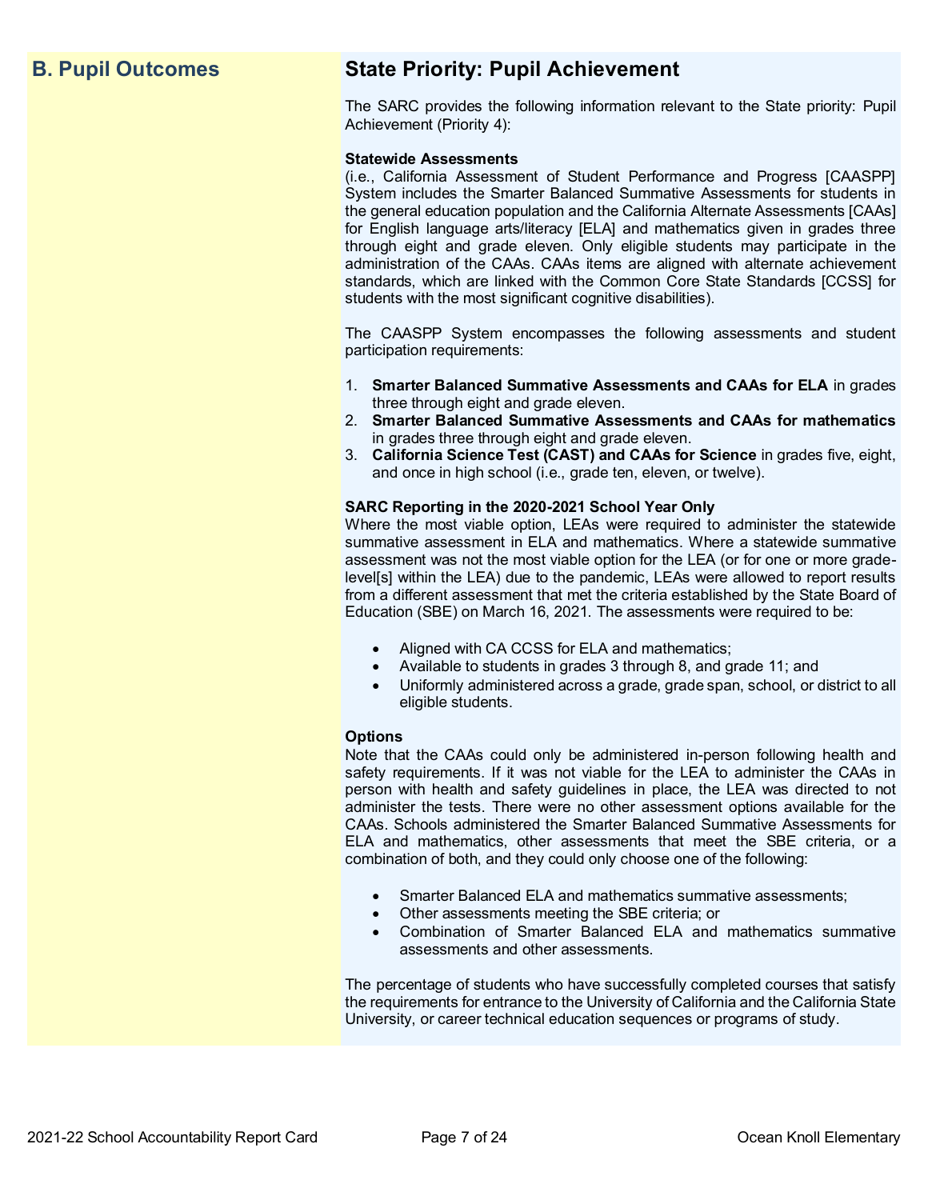## B. Pupil Outcomes

## State Priority: Pupil Achievement

The SARC provides the following information relevant to the State priority: Pupil Achievement (Priority 4):

**Statewide Assessments**
(i.e., California Assessment of Student Performance and Progress [CAASPP] System includes the Smarter Balanced Summative Assessments for students in the general education population and the California Alternate Assessments [CAAs] for English language arts/literacy [ELA] and mathematics given in grades three through eight and grade eleven. Only eligible students may participate in the administration of the CAAs. CAAs items are aligned with alternate achievement standards, which are linked with the Common Core State Standards [CCSS] for students with the most significant cognitive disabilities).

The CAASPP System encompasses the following assessments and student participation requirements:

1. **Smarter Balanced Summative Assessments and CAAs for ELA** in grades three through eight and grade eleven.
2. **Smarter Balanced Summative Assessments and CAAs for mathematics** in grades three through eight and grade eleven.
3. **California Science Test (CAST) and CAAs for Science** in grades five, eight, and once in high school (i.e., grade ten, eleven, or twelve).

**SARC Reporting in the 2020-2021 School Year Only**
Where the most viable option, LEAs were required to administer the statewide summative assessment in ELA and mathematics. Where a statewide summative assessment was not the most viable option for the LEA (or for one or more grade-level[s] within the LEA) due to the pandemic, LEAs were allowed to report results from a different assessment that met the criteria established by the State Board of Education (SBE) on March 16, 2021. The assessments were required to be:

- Aligned with CA CCSS for ELA and mathematics;
- Available to students in grades 3 through 8, and grade 11; and
- Uniformly administered across a grade, grade span, school, or district to all eligible students.

**Options**
Note that the CAAs could only be administered in-person following health and safety requirements. If it was not viable for the LEA to administer the CAAs in person with health and safety guidelines in place, the LEA was directed to not administer the tests. There were no other assessment options available for the CAAs. Schools administered the Smarter Balanced Summative Assessments for ELA and mathematics, other assessments that meet the SBE criteria, or a combination of both, and they could only choose one of the following:

- Smarter Balanced ELA and mathematics summative assessments;
- Other assessments meeting the SBE criteria; or
- Combination of Smarter Balanced ELA and mathematics summative assessments and other assessments.

The percentage of students who have successfully completed courses that satisfy the requirements for entrance to the University of California and the California State University, or career technical education sequences or programs of study.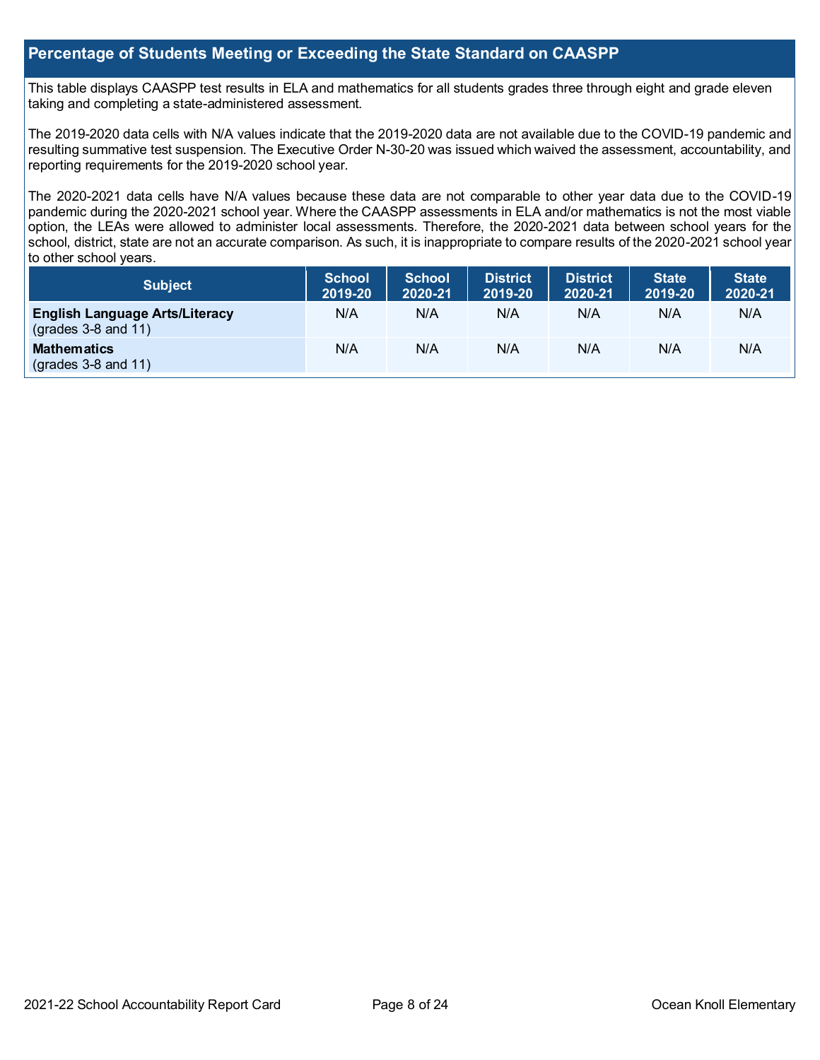## Percentage of Students Meeting or Exceeding the State Standard on CAASPP

This table displays CAASPP test results in ELA and mathematics for all students grades three through eight and grade eleven taking and completing a state-administered assessment.

The 2019-2020 data cells with N/A values indicate that the 2019-2020 data are not available due to the COVID-19 pandemic and resulting summative test suspension. The Executive Order N-30-20 was issued which waived the assessment, accountability, and reporting requirements for the 2019-2020 school year.

The 2020-2021 data cells have N/A values because these data are not comparable to other year data due to the COVID-19 pandemic during the 2020-2021 school year. Where the CAASPP assessments in ELA and/or mathematics is not the most viable option, the LEAs were allowed to administer local assessments. Therefore, the 2020-2021 data between school years for the school, district, state are not an accurate comparison. As such, it is inappropriate to compare results of the 2020-2021 school year to other school years.

| Subject | School 2019-20 | School 2020-21 | District 2019-20 | District 2020-21 | State 2019-20 | State 2020-21 |
|---|---|---|---|---|---|---|
| **English Language Arts/Literacy** (grades 3-8 and 11) | N/A | N/A | N/A | N/A | N/A | N/A |
| **Mathematics** (grades 3-8 and 11) | N/A | N/A | N/A | N/A | N/A | N/A |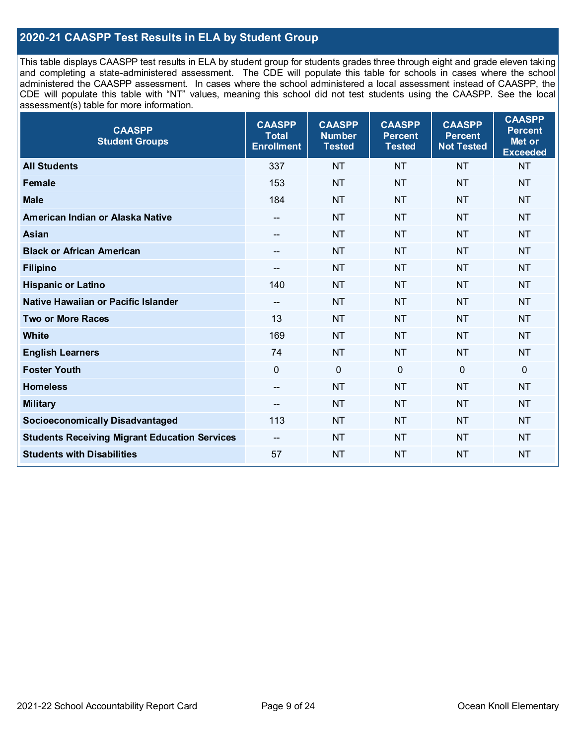## 2020-21 CAASPP Test Results in ELA by Student Group

This table displays CAASPP test results in ELA by student group for students grades three through eight and grade eleven taking and completing a state-administered assessment. The CDE will populate this table for schools in cases where the school administered the CAASPP assessment. In cases where the school administered a local assessment instead of CAASPP, the CDE will populate this table with "NT" values, meaning this school did not test students using the CAASPP. See the local assessment(s) table for more information.

| CAASPP Student Groups | CAASPP Total Enrollment | CAASPP Number Tested | CAASPP Percent Tested | CAASPP Percent Not Tested | CAASPP Percent Met or Exceeded |
|---|---|---|---|---|---|
| **All Students** | 337 | NT | NT | NT | NT |
| **Female** | 153 | NT | NT | NT | NT |
| **Male** | 184 | NT | NT | NT | NT |
| **American Indian or Alaska Native** | -- | NT | NT | NT | NT |
| **Asian** | -- | NT | NT | NT | NT |
| **Black or African American** | -- | NT | NT | NT | NT |
| **Filipino** | -- | NT | NT | NT | NT |
| **Hispanic or Latino** | 140 | NT | NT | NT | NT |
| **Native Hawaiian or Pacific Islander** | -- | NT | NT | NT | NT |
| **Two or More Races** | 13 | NT | NT | NT | NT |
| **White** | 169 | NT | NT | NT | NT |
| **English Learners** | 74 | NT | NT | NT | NT |
| **Foster Youth** | 0 | 0 | 0 | 0 | 0 |
| **Homeless** | -- | NT | NT | NT | NT |
| **Military** | -- | NT | NT | NT | NT |
| **Socioeconomically Disadvantaged** | 113 | NT | NT | NT | NT |
| **Students Receiving Migrant Education Services** | -- | NT | NT | NT | NT |
| **Students with Disabilities** | 57 | NT | NT | NT | NT |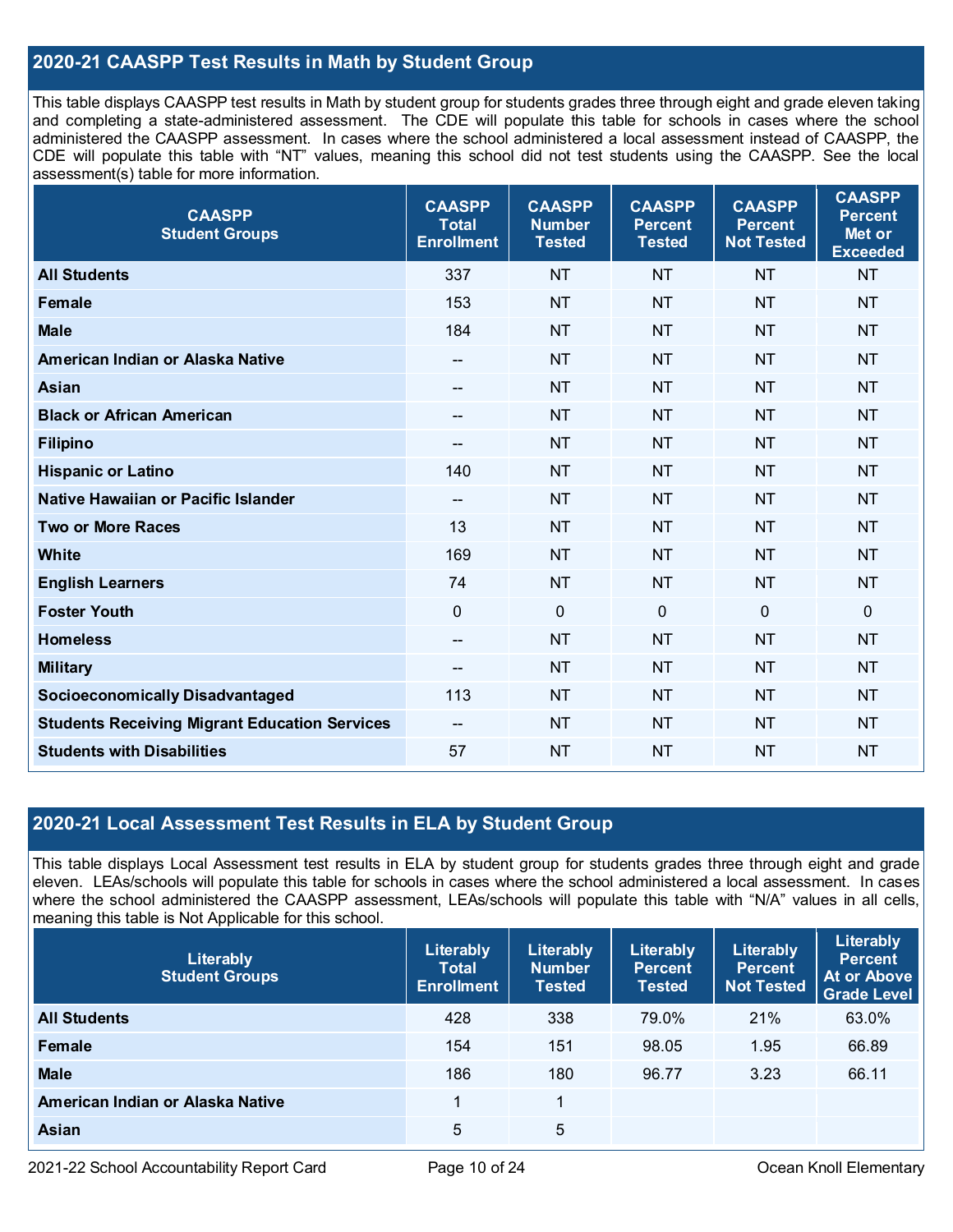## 2020-21 CAASPP Test Results in Math by Student Group

This table displays CAASPP test results in Math by student group for students grades three through eight and grade eleven taking and completing a state-administered assessment. The CDE will populate this table for schools in cases where the school administered the CAASPP assessment. In cases where the school administered a local assessment instead of CAASPP, the CDE will populate this table with "NT" values, meaning this school did not test students using the CAASPP. See the local assessment(s) table for more information.

| CAASPP Student Groups | CAASPP Total Enrollment | CAASPP Number Tested | CAASPP Percent Tested | CAASPP Percent Not Tested | CAASPP Percent Met or Exceeded |
|---|---|---|---|---|---|
| **All Students** | 337 | NT | NT | NT | NT |
| **Female** | 153 | NT | NT | NT | NT |
| **Male** | 184 | NT | NT | NT | NT |
| **American Indian or Alaska Native** | -- | NT | NT | NT | NT |
| **Asian** | -- | NT | NT | NT | NT |
| **Black or African American** | -- | NT | NT | NT | NT |
| **Filipino** | -- | NT | NT | NT | NT |
| **Hispanic or Latino** | 140 | NT | NT | NT | NT |
| **Native Hawaiian or Pacific Islander** | -- | NT | NT | NT | NT |
| **Two or More Races** | 13 | NT | NT | NT | NT |
| **White** | 169 | NT | NT | NT | NT |
| **English Learners** | 74 | NT | NT | NT | NT |
| **Foster Youth** | 0 | 0 | 0 | 0 | 0 |
| **Homeless** | -- | NT | NT | NT | NT |
| **Military** | -- | NT | NT | NT | NT |
| **Socioeconomically Disadvantaged** | 113 | NT | NT | NT | NT |
| **Students Receiving Migrant Education Services** | -- | NT | NT | NT | NT |
| **Students with Disabilities** | 57 | NT | NT | NT | NT |

## 2020-21 Local Assessment Test Results in ELA by Student Group

This table displays Local Assessment test results in ELA by student group for students grades three through eight and grade eleven. LEAs/schools will populate this table for schools in cases where the school administered a local assessment. In cases where the school administered the CAASPP assessment, LEAs/schools will populate this table with "N/A" values in all cells, meaning this table is Not Applicable for this school.

| Literably Student Groups | Literably Total Enrollment | Literably Number Tested | Literably Percent Tested | Literably Percent Not Tested | Literably Percent At or Above Grade Level |
|---|---|---|---|---|---|
| **All Students** | 428 | 338 | 79.0% | 21% | 63.0% |
| **Female** | 154 | 151 | 98.05 | 1.95 | 66.89 |
| **Male** | 186 | 180 | 96.77 | 3.23 | 66.11 |
| **American Indian or Alaska Native** | 1 | 1 | | | |
| **Asian** | 5 | 5 | | | |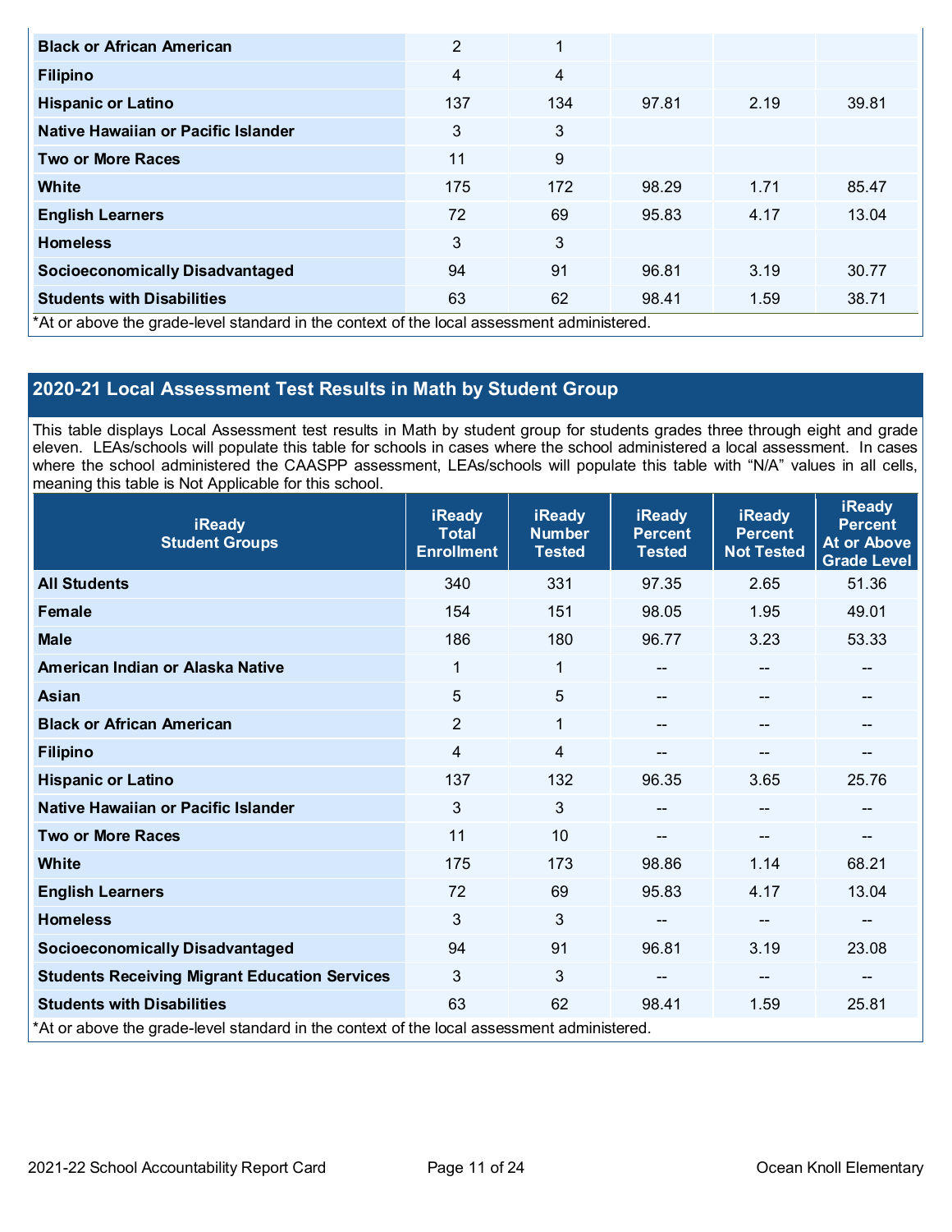| | | | | | |
|---|---|---|---|---|---|
| **Black or African American** | 2 | 1 | | | |
| **Filipino** | 4 | 4 | | | |
| **Hispanic or Latino** | 137 | 134 | 97.81 | 2.19 | 39.81 |
| **Native Hawaiian or Pacific Islander** | 3 | 3 | | | |
| **Two or More Races** | 11 | 9 | | | |
| **White** | 175 | 172 | 98.29 | 1.71 | 85.47 |
| **English Learners** | 72 | 69 | 95.83 | 4.17 | 13.04 |
| **Homeless** | 3 | 3 | | | |
| **Socioeconomically Disadvantaged** | 94 | 91 | 96.81 | 3.19 | 30.77 |
| **Students with Disabilities** | 63 | 62 | 98.41 | 1.59 | 38.71 |

*At or above the grade-level standard in the context of the local assessment administered.

## 2020-21 Local Assessment Test Results in Math by Student Group

This table displays Local Assessment test results in Math by student group for students grades three through eight and grade eleven. LEAs/schools will populate this table for schools in cases where the school administered a local assessment. In cases where the school administered the CAASPP assessment, LEAs/schools will populate this table with "N/A" values in all cells, meaning this table is Not Applicable for this school.

| iReady Student Groups | iReady Total Enrollment | iReady Number Tested | iReady Percent Tested | iReady Percent Not Tested | iReady Percent At or Above Grade Level |
|---|---|---|---|---|---|
| **All Students** | 340 | 331 | 97.35 | 2.65 | 51.36 |
| **Female** | 154 | 151 | 98.05 | 1.95 | 49.01 |
| **Male** | 186 | 180 | 96.77 | 3.23 | 53.33 |
| **American Indian or Alaska Native** | 1 | 1 | -- | -- | -- |
| **Asian** | 5 | 5 | -- | -- | -- |
| **Black or African American** | 2 | 1 | -- | -- | -- |
| **Filipino** | 4 | 4 | -- | -- | -- |
| **Hispanic or Latino** | 137 | 132 | 96.35 | 3.65 | 25.76 |
| **Native Hawaiian or Pacific Islander** | 3 | 3 | -- | -- | -- |
| **Two or More Races** | 11 | 10 | -- | -- | -- |
| **White** | 175 | 173 | 98.86 | 1.14 | 68.21 |
| **English Learners** | 72 | 69 | 95.83 | 4.17 | 13.04 |
| **Homeless** | 3 | 3 | -- | -- | -- |
| **Socioeconomically Disadvantaged** | 94 | 91 | 96.81 | 3.19 | 23.08 |
| **Students Receiving Migrant Education Services** | 3 | 3 | -- | -- | -- |
| **Students with Disabilities** | 63 | 62 | 98.41 | 1.59 | 25.81 |

*At or above the grade-level standard in the context of the local assessment administered.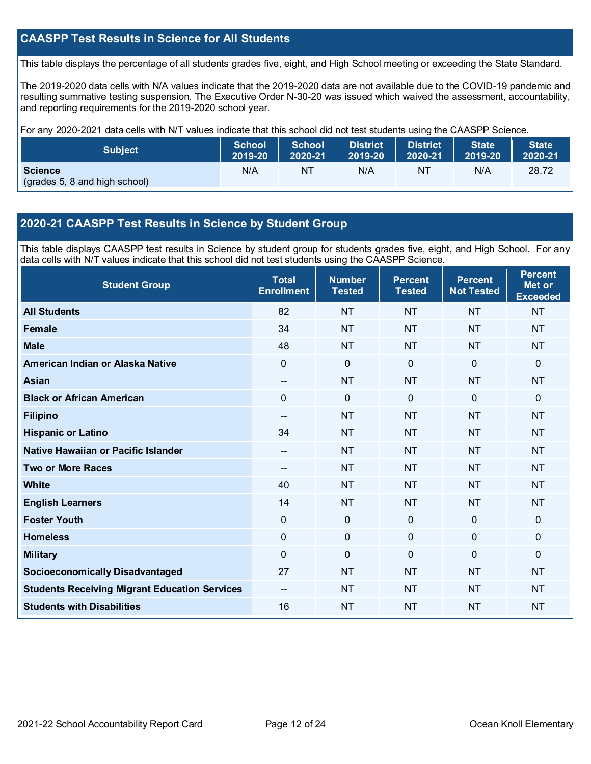## CAASPP Test Results in Science for All Students

This table displays the percentage of all students grades five, eight, and High School meeting or exceeding the State Standard.

The 2019-2020 data cells with N/A values indicate that the 2019-2020 data are not available due to the COVID-19 pandemic and resulting summative testing suspension. The Executive Order N-30-20 was issued which waived the assessment, accountability, and reporting requirements for the 2019-2020 school year.

For any 2020-2021 data cells with N/T values indicate that this school did not test students using the CAASPP Science.

| Subject | School 2019-20 | School 2020-21 | District 2019-20 | District 2020-21 | State 2019-20 | State 2020-21 |
|---|---|---|---|---|---|---|
| **Science** (grades 5, 8 and high school) | N/A | NT | N/A | NT | N/A | 28.72 |

## 2020-21 CAASPP Test Results in Science by Student Group

This table displays CAASPP test results in Science by student group for students grades five, eight, and High School. For any data cells with N/T values indicate that this school did not test students using the CAASPP Science.

| Student Group | Total Enrollment | Number Tested | Percent Tested | Percent Not Tested | Percent Met or Exceeded |
|---|---|---|---|---|---|
| **All Students** | 82 | NT | NT | NT | NT |
| **Female** | 34 | NT | NT | NT | NT |
| **Male** | 48 | NT | NT | NT | NT |
| **American Indian or Alaska Native** | 0 | 0 | 0 | 0 | 0 |
| **Asian** | -- | NT | NT | NT | NT |
| **Black or African American** | 0 | 0 | 0 | 0 | 0 |
| **Filipino** | -- | NT | NT | NT | NT |
| **Hispanic or Latino** | 34 | NT | NT | NT | NT |
| **Native Hawaiian or Pacific Islander** | -- | NT | NT | NT | NT |
| **Two or More Races** | -- | NT | NT | NT | NT |
| **White** | 40 | NT | NT | NT | NT |
| **English Learners** | 14 | NT | NT | NT | NT |
| **Foster Youth** | 0 | 0 | 0 | 0 | 0 |
| **Homeless** | 0 | 0 | 0 | 0 | 0 |
| **Military** | 0 | 0 | 0 | 0 | 0 |
| **Socioeconomically Disadvantaged** | 27 | NT | NT | NT | NT |
| **Students Receiving Migrant Education Services** | -- | NT | NT | NT | NT |
| **Students with Disabilities** | 16 | NT | NT | NT | NT |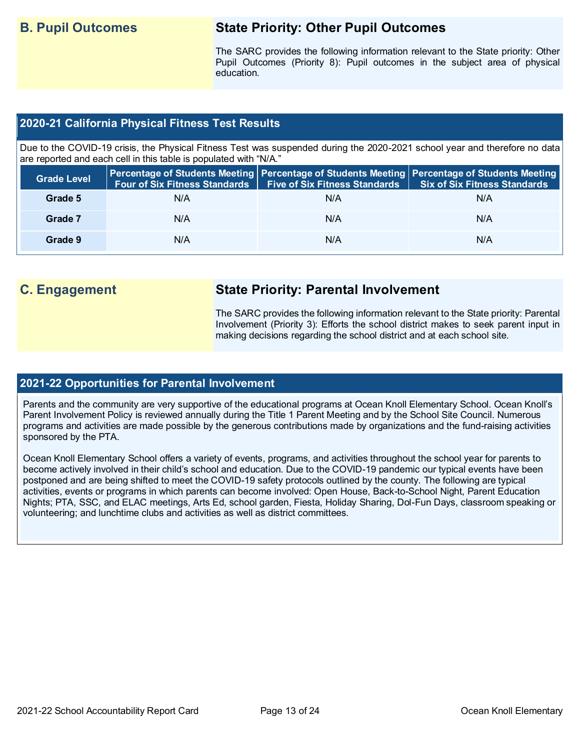## B. Pupil Outcomes

### State Priority: Other Pupil Outcomes

The SARC provides the following information relevant to the State priority: Other Pupil Outcomes (Priority 8): Pupil outcomes in the subject area of physical education.

### 2020-21 California Physical Fitness Test Results

Due to the COVID-19 crisis, the Physical Fitness Test was suspended during the 2020-2021 school year and therefore no data are reported and each cell in this table is populated with "N/A."

| Grade Level | Percentage of Students Meeting Four of Six Fitness Standards | Percentage of Students Meeting Five of Six Fitness Standards | Percentage of Students Meeting Six of Six Fitness Standards |
|---|---|---|---|
| Grade 5 | N/A | N/A | N/A |
| Grade 7 | N/A | N/A | N/A |
| Grade 9 | N/A | N/A | N/A |

## C. Engagement

### State Priority: Parental Involvement

The SARC provides the following information relevant to the State priority: Parental Involvement (Priority 3): Efforts the school district makes to seek parent input in making decisions regarding the school district and at each school site.

### 2021-22 Opportunities for Parental Involvement

Parents and the community are very supportive of the educational programs at Ocean Knoll Elementary School. Ocean Knoll's Parent Involvement Policy is reviewed annually during the Title 1 Parent Meeting and by the School Site Council. Numerous programs and activities are made possible by the generous contributions made by organizations and the fund-raising activities sponsored by the PTA.

Ocean Knoll Elementary School offers a variety of events, programs, and activities throughout the school year for parents to become actively involved in their child's school and education. Due to the COVID-19 pandemic our typical events have been postponed and are being shifted to meet the COVID-19 safety protocols outlined by the county. The following are typical activities, events or programs in which parents can become involved: Open House, Back-to-School Night, Parent Education Nights; PTA, SSC, and ELAC meetings, Arts Ed, school garden, Fiesta, Holiday Sharing, Dol-Fun Days, classroom speaking or volunteering; and lunchtime clubs and activities as well as district committees.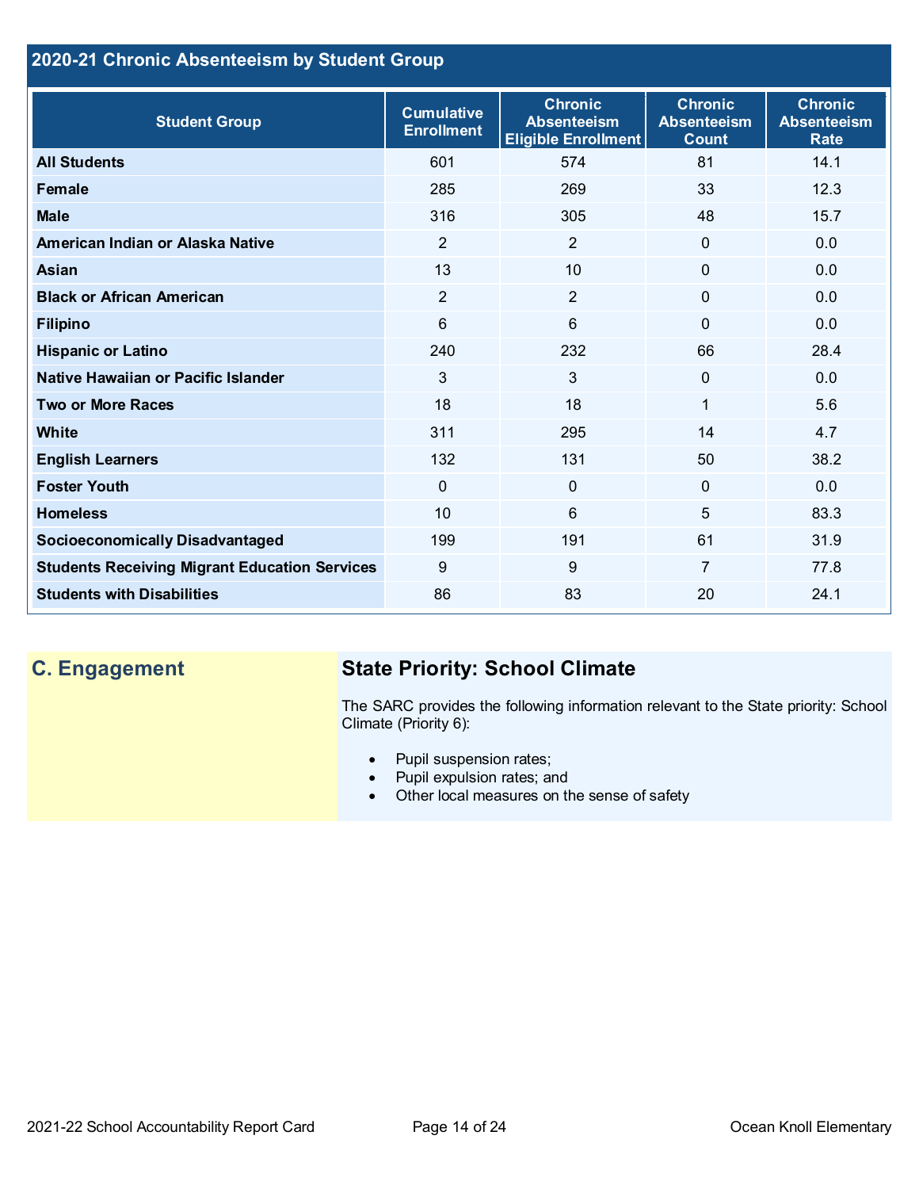## 2020-21 Chronic Absenteeism by Student Group

| Student Group | Cumulative Enrollment | Chronic Absenteeism Eligible Enrollment | Chronic Absenteeism Count | Chronic Absenteeism Rate |
|---|---|---|---|---|
| **All Students** | 601 | 574 | 81 | 14.1 |
| **Female** | 285 | 269 | 33 | 12.3 |
| **Male** | 316 | 305 | 48 | 15.7 |
| **American Indian or Alaska Native** | 2 | 2 | 0 | 0.0 |
| **Asian** | 13 | 10 | 0 | 0.0 |
| **Black or African American** | 2 | 2 | 0 | 0.0 |
| **Filipino** | 6 | 6 | 0 | 0.0 |
| **Hispanic or Latino** | 240 | 232 | 66 | 28.4 |
| **Native Hawaiian or Pacific Islander** | 3 | 3 | 0 | 0.0 |
| **Two or More Races** | 18 | 18 | 1 | 5.6 |
| **White** | 311 | 295 | 14 | 4.7 |
| **English Learners** | 132 | 131 | 50 | 38.2 |
| **Foster Youth** | 0 | 0 | 0 | 0.0 |
| **Homeless** | 10 | 6 | 5 | 83.3 |
| **Socioeconomically Disadvantaged** | 199 | 191 | 61 | 31.9 |
| **Students Receiving Migrant Education Services** | 9 | 9 | 7 | 77.8 |
| **Students with Disabilities** | 86 | 83 | 20 | 24.1 |

## C. Engagement

### State Priority: School Climate

The SARC provides the following information relevant to the State priority: School Climate (Priority 6):

- Pupil suspension rates;
- Pupil expulsion rates; and
- Other local measures on the sense of safety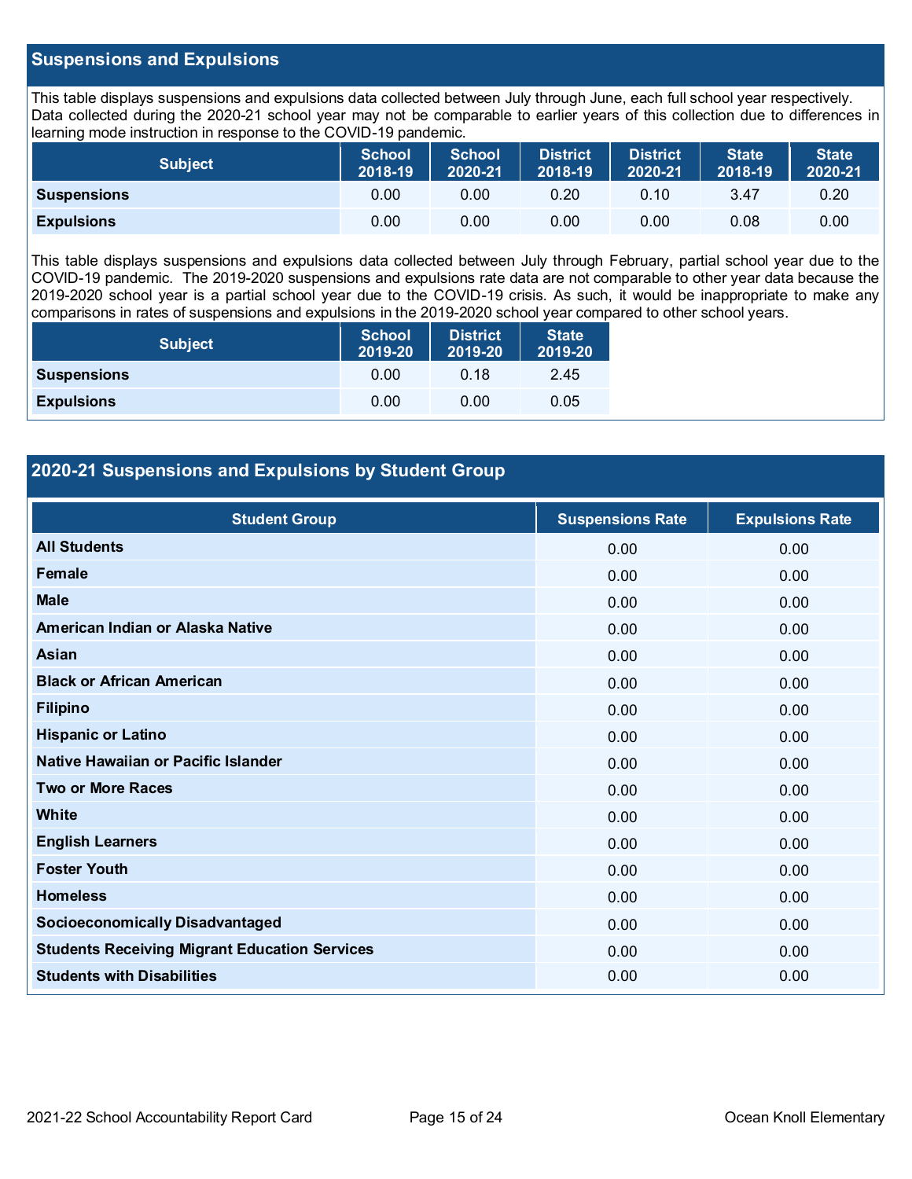## Suspensions and Expulsions

This table displays suspensions and expulsions data collected between July through June, each full school year respectively. Data collected during the 2020-21 school year may not be comparable to earlier years of this collection due to differences in learning mode instruction in response to the COVID-19 pandemic.

| Subject | School 2018-19 | School 2020-21 | District 2018-19 | District 2020-21 | State 2018-19 | State 2020-21 |
|---|---|---|---|---|---|---|
| Suspensions | 0.00 | 0.00 | 0.20 | 0.10 | 3.47 | 0.20 |
| Expulsions | 0.00 | 0.00 | 0.00 | 0.00 | 0.08 | 0.00 |

This table displays suspensions and expulsions data collected between July through February, partial school year due to the COVID-19 pandemic. The 2019-2020 suspensions and expulsions rate data are not comparable to other year data because the 2019-2020 school year is a partial school year due to the COVID-19 crisis. As such, it would be inappropriate to make any comparisons in rates of suspensions and expulsions in the 2019-2020 school year compared to other school years.

| Subject | School 2019-20 | District 2019-20 | State 2019-20 |
|---|---|---|---|
| Suspensions | 0.00 | 0.18 | 2.45 |
| Expulsions | 0.00 | 0.00 | 0.05 |

## 2020-21 Suspensions and Expulsions by Student Group

| Student Group | Suspensions Rate | Expulsions Rate |
|---|---|---|
| All Students | 0.00 | 0.00 |
| Female | 0.00 | 0.00 |
| Male | 0.00 | 0.00 |
| American Indian or Alaska Native | 0.00 | 0.00 |
| Asian | 0.00 | 0.00 |
| Black or African American | 0.00 | 0.00 |
| Filipino | 0.00 | 0.00 |
| Hispanic or Latino | 0.00 | 0.00 |
| Native Hawaiian or Pacific Islander | 0.00 | 0.00 |
| Two or More Races | 0.00 | 0.00 |
| White | 0.00 | 0.00 |
| English Learners | 0.00 | 0.00 |
| Foster Youth | 0.00 | 0.00 |
| Homeless | 0.00 | 0.00 |
| Socioeconomically Disadvantaged | 0.00 | 0.00 |
| Students Receiving Migrant Education Services | 0.00 | 0.00 |
| Students with Disabilities | 0.00 | 0.00 |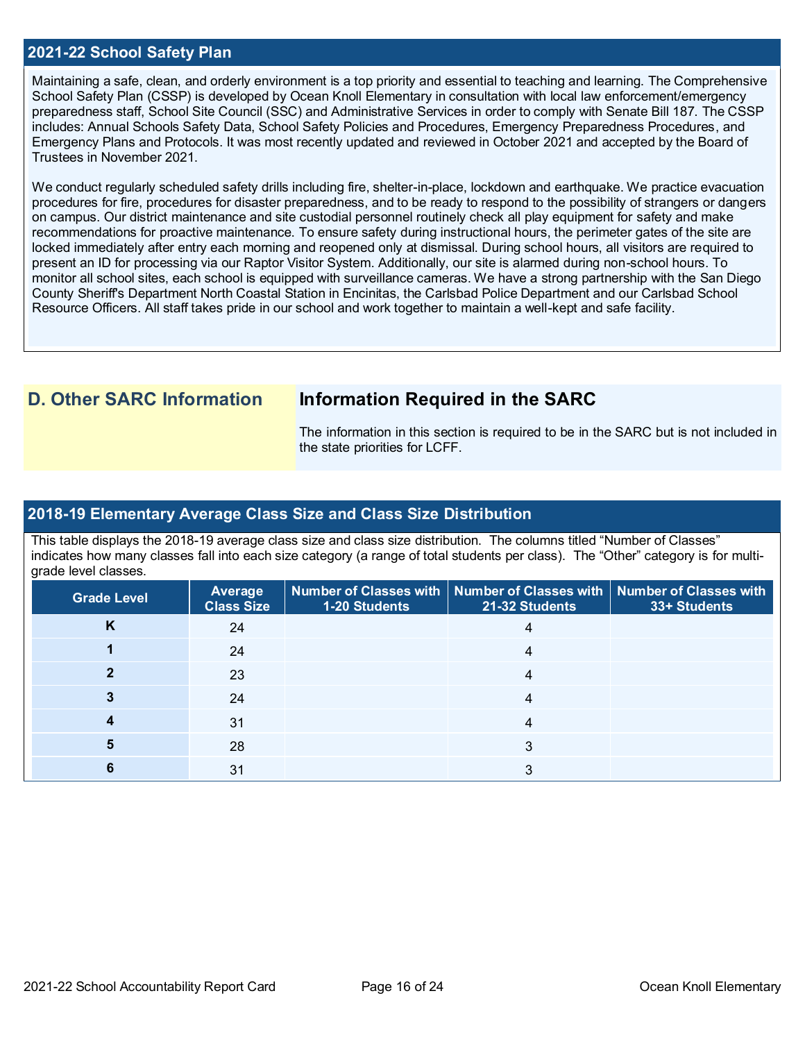## 2021-22 School Safety Plan

Maintaining a safe, clean, and orderly environment is a top priority and essential to teaching and learning. The Comprehensive School Safety Plan (CSSP) is developed by Ocean Knoll Elementary in consultation with local law enforcement/emergency preparedness staff, School Site Council (SSC) and Administrative Services in order to comply with Senate Bill 187. The CSSP includes: Annual Schools Safety Data, School Safety Policies and Procedures, Emergency Preparedness Procedures, and Emergency Plans and Protocols. It was most recently updated and reviewed in October 2021 and accepted by the Board of Trustees in November 2021.

We conduct regularly scheduled safety drills including fire, shelter-in-place, lockdown and earthquake. We practice evacuation procedures for fire, procedures for disaster preparedness, and to be ready to respond to the possibility of strangers or dangers on campus. Our district maintenance and site custodial personnel routinely check all play equipment for safety and make recommendations for proactive maintenance. To ensure safety during instructional hours, the perimeter gates of the site are locked immediately after entry each morning and reopened only at dismissal. During school hours, all visitors are required to present an ID for processing via our Raptor Visitor System. Additionally, our site is alarmed during non-school hours. To monitor all school sites, each school is equipped with surveillance cameras. We have a strong partnership with the San Diego County Sheriff's Department North Coastal Station in Encinitas, the Carlsbad Police Department and our Carlsbad School Resource Officers. All staff takes pride in our school and work together to maintain a well-kept and safe facility.

## D. Other SARC Information

### Information Required in the SARC

The information in this section is required to be in the SARC but is not included in the state priorities for LCFF.

## 2018-19 Elementary Average Class Size and Class Size Distribution

This table displays the 2018-19 average class size and class size distribution. The columns titled "Number of Classes" indicates how many classes fall into each size category (a range of total students per class). The "Other" category is for multi-grade level classes.

| Grade Level | Average Class Size | Number of Classes with 1-20 Students | Number of Classes with 21-32 Students | Number of Classes with 33+ Students |
|---|---|---|---|---|
| K | 24 | | 4 | |
| 1 | 24 | | 4 | |
| 2 | 23 | | 4 | |
| 3 | 24 | | 4 | |
| 4 | 31 | | 4 | |
| 5 | 28 | | 3 | |
| 6 | 31 | | 3 | |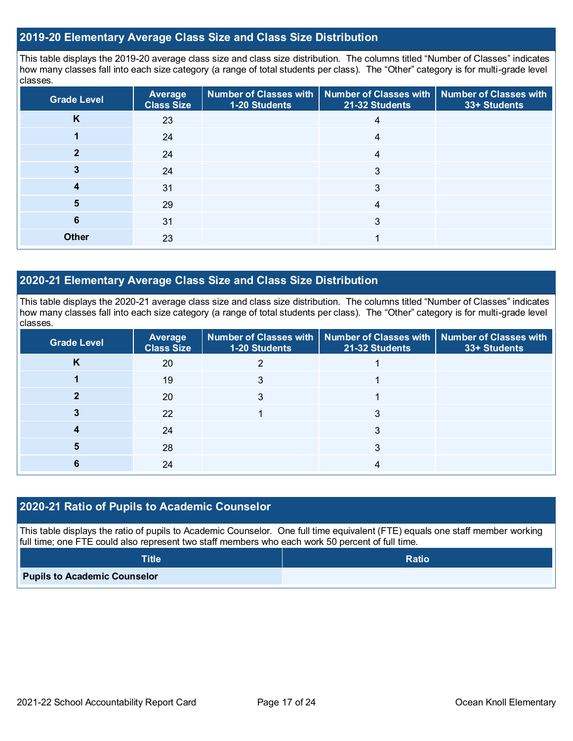## 2019-20 Elementary Average Class Size and Class Size Distribution

This table displays the 2019-20 average class size and class size distribution. The columns titled "Number of Classes" indicates how many classes fall into each size category (a range of total students per class). The "Other" category is for multi-grade level classes.

| Grade Level | Average Class Size | Number of Classes with 1-20 Students | Number of Classes with 21-32 Students | Number of Classes with 33+ Students |
|---|---|---|---|---|
| K | 23 | | 4 | |
| 1 | 24 | | 4 | |
| 2 | 24 | | 4 | |
| 3 | 24 | | 3 | |
| 4 | 31 | | 3 | |
| 5 | 29 | | 4 | |
| 6 | 31 | | 3 | |
| Other | 23 | | 1 | |

## 2020-21 Elementary Average Class Size and Class Size Distribution

This table displays the 2020-21 average class size and class size distribution. The columns titled "Number of Classes" indicates how many classes fall into each size category (a range of total students per class). The "Other" category is for multi-grade level classes.

| Grade Level | Average Class Size | Number of Classes with 1-20 Students | Number of Classes with 21-32 Students | Number of Classes with 33+ Students |
|---|---|---|---|---|
| K | 20 | 2 | 1 | |
| 1 | 19 | 3 | 1 | |
| 2 | 20 | 3 | 1 | |
| 3 | 22 | 1 | 3 | |
| 4 | 24 | | 3 | |
| 5 | 28 | | 3 | |
| 6 | 24 | | 4 | |

## 2020-21 Ratio of Pupils to Academic Counselor

This table displays the ratio of pupils to Academic Counselor. One full time equivalent (FTE) equals one staff member working full time; one FTE could also represent two staff members who each work 50 percent of full time.

| Title | Ratio |
|---|---|
| **Pupils to Academic Counselor** | |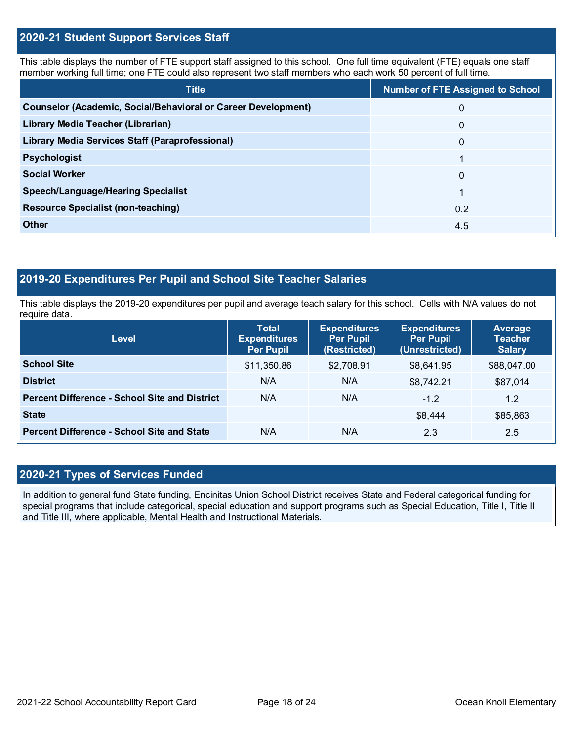## 2020-21 Student Support Services Staff

This table displays the number of FTE support staff assigned to this school. One full time equivalent (FTE) equals one staff member working full time; one FTE could also represent two staff members who each work 50 percent of full time.

| Title | Number of FTE Assigned to School |
| --- | --- |
| **Counselor (Academic, Social/Behavioral or Career Development)** | 0 |
| **Library Media Teacher (Librarian)** | 0 |
| **Library Media Services Staff (Paraprofessional)** | 0 |
| **Psychologist** | 1 |
| **Social Worker** | 0 |
| **Speech/Language/Hearing Specialist** | 1 |
| **Resource Specialist (non-teaching)** | 0.2 |
| **Other** | 4.5 |

## 2019-20 Expenditures Per Pupil and School Site Teacher Salaries

This table displays the 2019-20 expenditures per pupil and average teach salary for this school. Cells with N/A values do not require data.

| Level | Total Expenditures Per Pupil | Expenditures Per Pupil (Restricted) | Expenditures Per Pupil (Unrestricted) | Average Teacher Salary |
| --- | --- | --- | --- | --- |
| **School Site** | $11,350.86 | $2,708.91 | $8,641.95 | $88,047.00 |
| **District** | N/A | N/A | $8,742.21 | $87,014 |
| **Percent Difference - School Site and District** | N/A | N/A | -1.2 | 1.2 |
| **State** | | | $8,444 | $85,863 |
| **Percent Difference - School Site and State** | N/A | N/A | 2.3 | 2.5 |

## 2020-21 Types of Services Funded

In addition to general fund State funding, Encinitas Union School District receives State and Federal categorical funding for special programs that include categorical, special education and support programs such as Special Education, Title I, Title II and Title III, where applicable, Mental Health and Instructional Materials.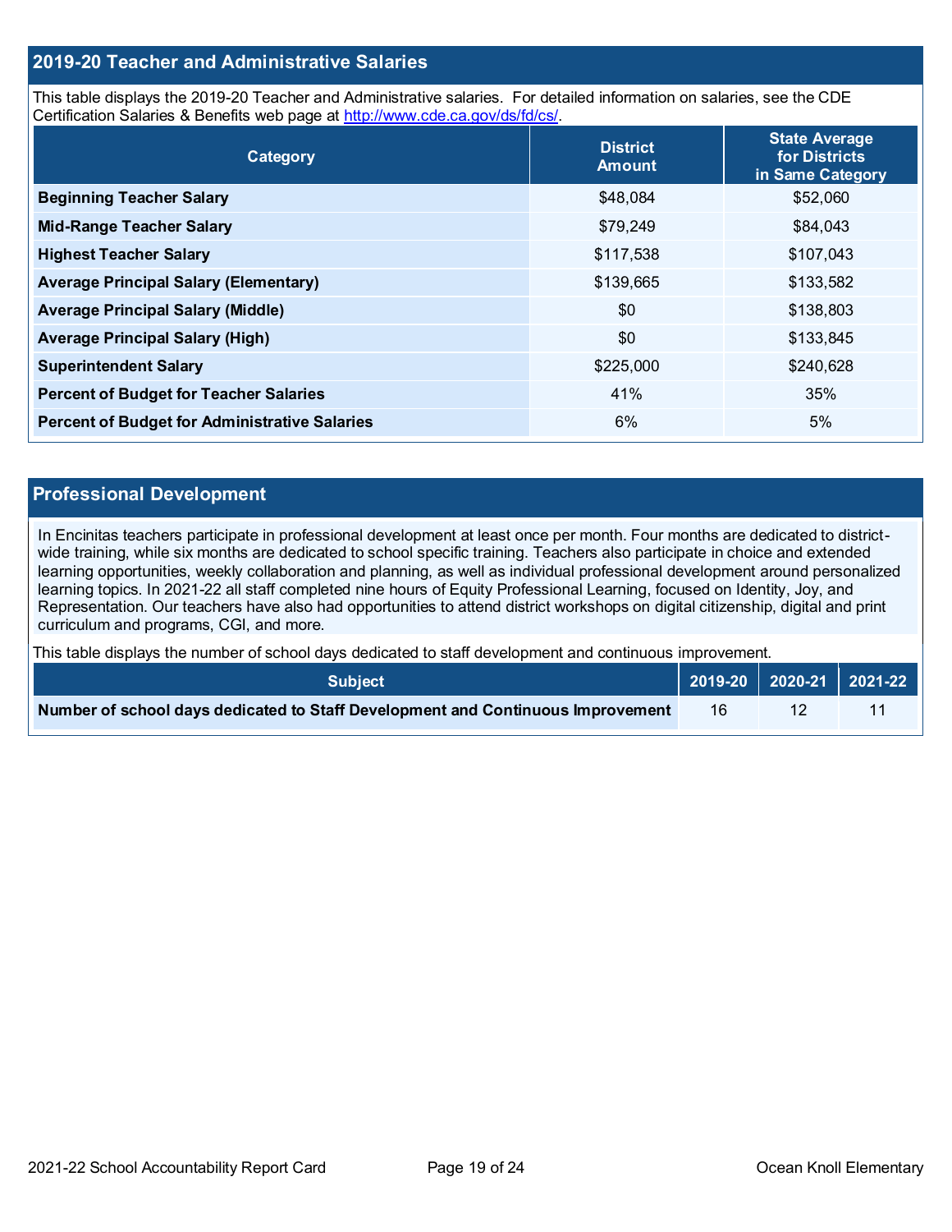## 2019-20 Teacher and Administrative Salaries

This table displays the 2019-20 Teacher and Administrative salaries. For detailed information on salaries, see the CDE Certification Salaries & Benefits web page at http://www.cde.ca.gov/ds/fd/cs/.

| Category | District Amount | State Average for Districts in Same Category |
|---|---|---|
| Beginning Teacher Salary | $48,084 | $52,060 |
| Mid-Range Teacher Salary | $79,249 | $84,043 |
| Highest Teacher Salary | $117,538 | $107,043 |
| Average Principal Salary (Elementary) | $139,665 | $133,582 |
| Average Principal Salary (Middle) | $0 | $138,803 |
| Average Principal Salary (High) | $0 | $133,845 |
| Superintendent Salary | $225,000 | $240,628 |
| Percent of Budget for Teacher Salaries | 41% | 35% |
| Percent of Budget for Administrative Salaries | 6% | 5% |

## Professional Development

In Encinitas teachers participate in professional development at least once per month. Four months are dedicated to district-wide training, while six months are dedicated to school specific training. Teachers also participate in choice and extended learning opportunities, weekly collaboration and planning, as well as individual professional development around personalized learning topics. In 2021-22 all staff completed nine hours of Equity Professional Learning, focused on Identity, Joy, and Representation. Our teachers have also had opportunities to attend district workshops on digital citizenship, digital and print curriculum and programs, CGI, and more.

This table displays the number of school days dedicated to staff development and continuous improvement.

| Subject | 2019-20 | 2020-21 | 2021-22 |
|---|---|---|---|
| Number of school days dedicated to Staff Development and Continuous Improvement | 16 | 12 | 11 |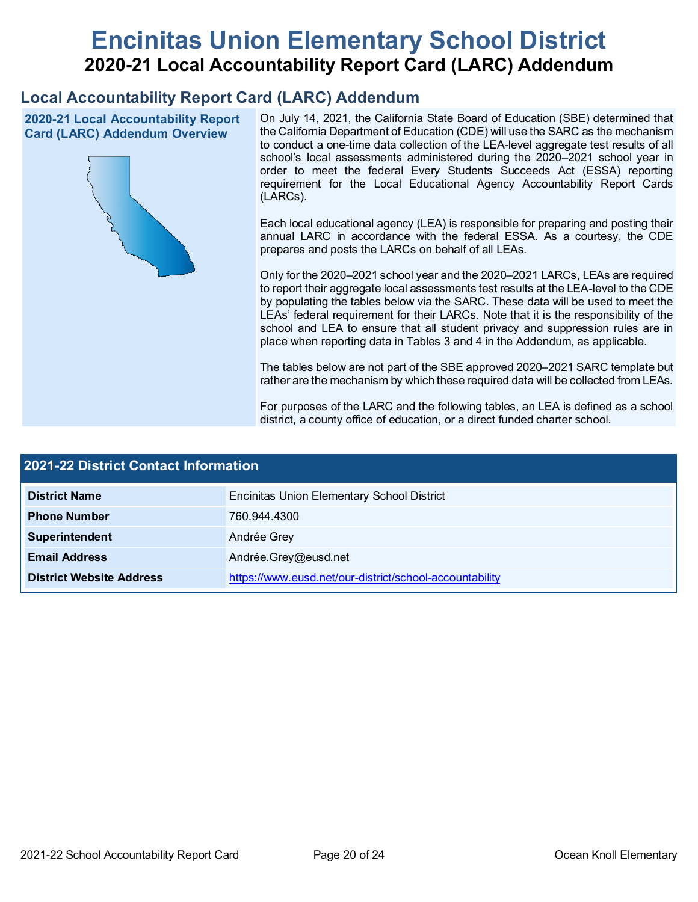# Encinitas Union Elementary School District

## 2020-21 Local Accountability Report Card (LARC) Addendum

## Local Accountability Report Card (LARC) Addendum

### 2020-21 Local Accountability Report Card (LARC) Addendum Overview

On July 14, 2021, the California State Board of Education (SBE) determined that the California Department of Education (CDE) will use the SARC as the mechanism to conduct a one-time data collection of the LEA-level aggregate test results of all school's local assessments administered during the 2020–2021 school year in order to meet the federal Every Students Succeeds Act (ESSA) reporting requirement for the Local Educational Agency Accountability Report Cards (LARCs).

Each local educational agency (LEA) is responsible for preparing and posting their annual LARC in accordance with the federal ESSA. As a courtesy, the CDE prepares and posts the LARCs on behalf of all LEAs.

Only for the 2020–2021 school year and the 2020–2021 LARCs, LEAs are required to report their aggregate local assessments test results at the LEA-level to the CDE by populating the tables below via the SARC. These data will be used to meet the LEAs' federal requirement for their LARCs. Note that it is the responsibility of the school and LEA to ensure that all student privacy and suppression rules are in place when reporting data in Tables 3 and 4 in the Addendum, as applicable.

The tables below are not part of the SBE approved 2020–2021 SARC template but rather are the mechanism by which these required data will be collected from LEAs.

For purposes of the LARC and the following tables, an LEA is defined as a school district, a county office of education, or a direct funded charter school.

| 2021-22 District Contact Information | |
|---|---|
| District Name | Encinitas Union Elementary School District |
| Phone Number | 760.944.4300 |
| Superintendent | Andrée Grey |
| Email Address | Andrée.Grey@eusd.net |
| District Website Address | https://www.eusd.net/our-district/school-accountability |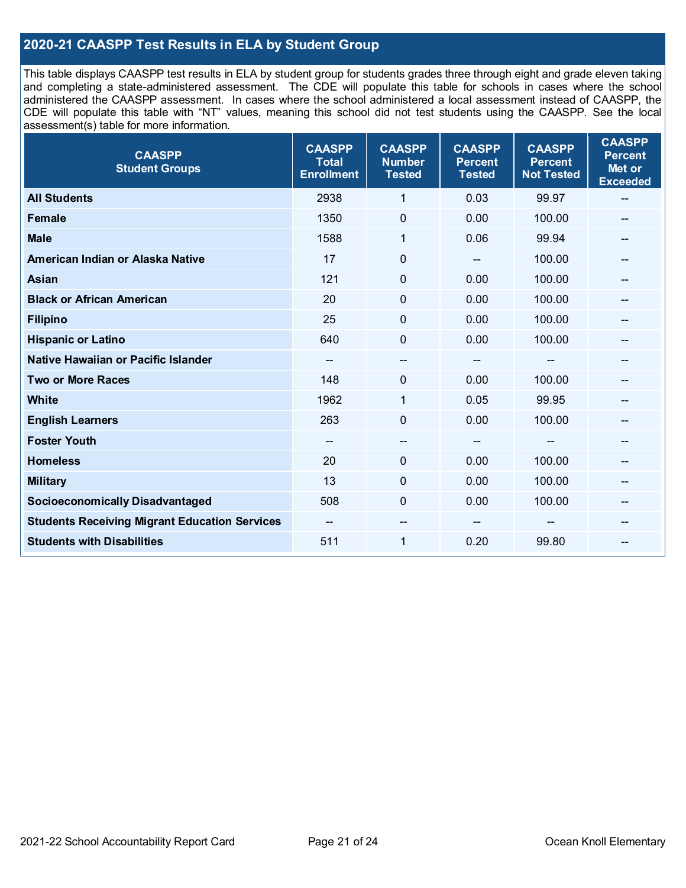## 2020-21 CAASPP Test Results in ELA by Student Group

This table displays CAASPP test results in ELA by student group for students grades three through eight and grade eleven taking and completing a state-administered assessment. The CDE will populate this table for schools in cases where the school administered the CAASPP assessment. In cases where the school administered a local assessment instead of CAASPP, the CDE will populate this table with "NT" values, meaning this school did not test students using the CAASPP. See the local assessment(s) table for more information.

| CAASPP Student Groups | CAASPP Total Enrollment | CAASPP Number Tested | CAASPP Percent Tested | CAASPP Percent Not Tested | CAASPP Percent Met or Exceeded |
|---|---|---|---|---|---|
| **All Students** | 2938 | 1 | 0.03 | 99.97 | -- |
| **Female** | 1350 | 0 | 0.00 | 100.00 | -- |
| **Male** | 1588 | 1 | 0.06 | 99.94 | -- |
| **American Indian or Alaska Native** | 17 | 0 | -- | 100.00 | -- |
| **Asian** | 121 | 0 | 0.00 | 100.00 | -- |
| **Black or African American** | 20 | 0 | 0.00 | 100.00 | -- |
| **Filipino** | 25 | 0 | 0.00 | 100.00 | -- |
| **Hispanic or Latino** | 640 | 0 | 0.00 | 100.00 | -- |
| **Native Hawaiian or Pacific Islander** | -- | -- | -- | -- | -- |
| **Two or More Races** | 148 | 0 | 0.00 | 100.00 | -- |
| **White** | 1962 | 1 | 0.05 | 99.95 | -- |
| **English Learners** | 263 | 0 | 0.00 | 100.00 | -- |
| **Foster Youth** | -- | -- | -- | -- | -- |
| **Homeless** | 20 | 0 | 0.00 | 100.00 | -- |
| **Military** | 13 | 0 | 0.00 | 100.00 | -- |
| **Socioeconomically Disadvantaged** | 508 | 0 | 0.00 | 100.00 | -- |
| **Students Receiving Migrant Education Services** | -- | -- | -- | -- | -- |
| **Students with Disabilities** | 511 | 1 | 0.20 | 99.80 | -- |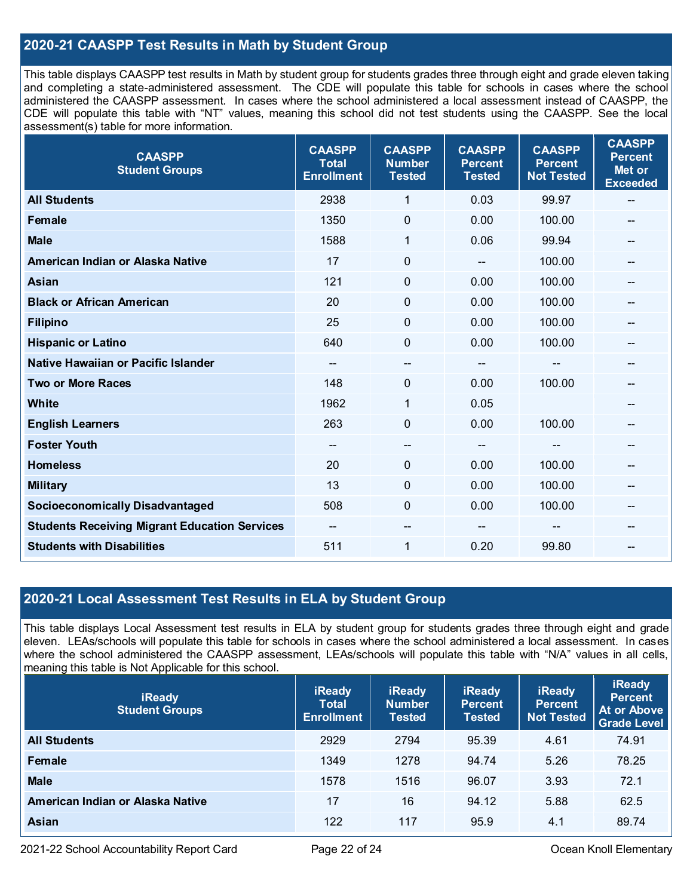## 2020-21 CAASPP Test Results in Math by Student Group

This table displays CAASPP test results in Math by student group for students grades three through eight and grade eleven taking and completing a state-administered assessment. The CDE will populate this table for schools in cases where the school administered the CAASPP assessment. In cases where the school administered a local assessment instead of CAASPP, the CDE will populate this table with "NT" values, meaning this school did not test students using the CAASPP. See the local assessment(s) table for more information.

| CAASPP Student Groups | CAASPP Total Enrollment | CAASPP Number Tested | CAASPP Percent Tested | CAASPP Percent Not Tested | CAASPP Percent Met or Exceeded |
|---|---|---|---|---|---|
| **All Students** | 2938 | 1 | 0.03 | 99.97 | -- |
| **Female** | 1350 | 0 | 0.00 | 100.00 | -- |
| **Male** | 1588 | 1 | 0.06 | 99.94 | -- |
| **American Indian or Alaska Native** | 17 | 0 | -- | 100.00 | -- |
| **Asian** | 121 | 0 | 0.00 | 100.00 | -- |
| **Black or African American** | 20 | 0 | 0.00 | 100.00 | -- |
| **Filipino** | 25 | 0 | 0.00 | 100.00 | -- |
| **Hispanic or Latino** | 640 | 0 | 0.00 | 100.00 | -- |
| **Native Hawaiian or Pacific Islander** | -- | -- | -- | -- | -- |
| **Two or More Races** | 148 | 0 | 0.00 | 100.00 | -- |
| **White** | 1962 | 1 | 0.05 | | -- |
| **English Learners** | 263 | 0 | 0.00 | 100.00 | -- |
| **Foster Youth** | -- | -- | -- | -- | -- |
| **Homeless** | 20 | 0 | 0.00 | 100.00 | -- |
| **Military** | 13 | 0 | 0.00 | 100.00 | -- |
| **Socioeconomically Disadvantaged** | 508 | 0 | 0.00 | 100.00 | -- |
| **Students Receiving Migrant Education Services** | -- | -- | -- | -- | -- |
| **Students with Disabilities** | 511 | 1 | 0.20 | 99.80 | -- |

## 2020-21 Local Assessment Test Results in ELA by Student Group

This table displays Local Assessment test results in ELA by student group for students grades three through eight and grade eleven. LEAs/schools will populate this table for schools in cases where the school administered a local assessment. In cases where the school administered the CAASPP assessment, LEAs/schools will populate this table with "N/A" values in all cells, meaning this table is Not Applicable for this school.

| iReady Student Groups | iReady Total Enrollment | iReady Number Tested | iReady Percent Tested | iReady Percent Not Tested | iReady Percent At or Above Grade Level |
|---|---|---|---|---|---|
| **All Students** | 2929 | 2794 | 95.39 | 4.61 | 74.91 |
| **Female** | 1349 | 1278 | 94.74 | 5.26 | 78.25 |
| **Male** | 1578 | 1516 | 96.07 | 3.93 | 72.1 |
| **American Indian or Alaska Native** | 17 | 16 | 94.12 | 5.88 | 62.5 |
| **Asian** | 122 | 117 | 95.9 | 4.1 | 89.74 |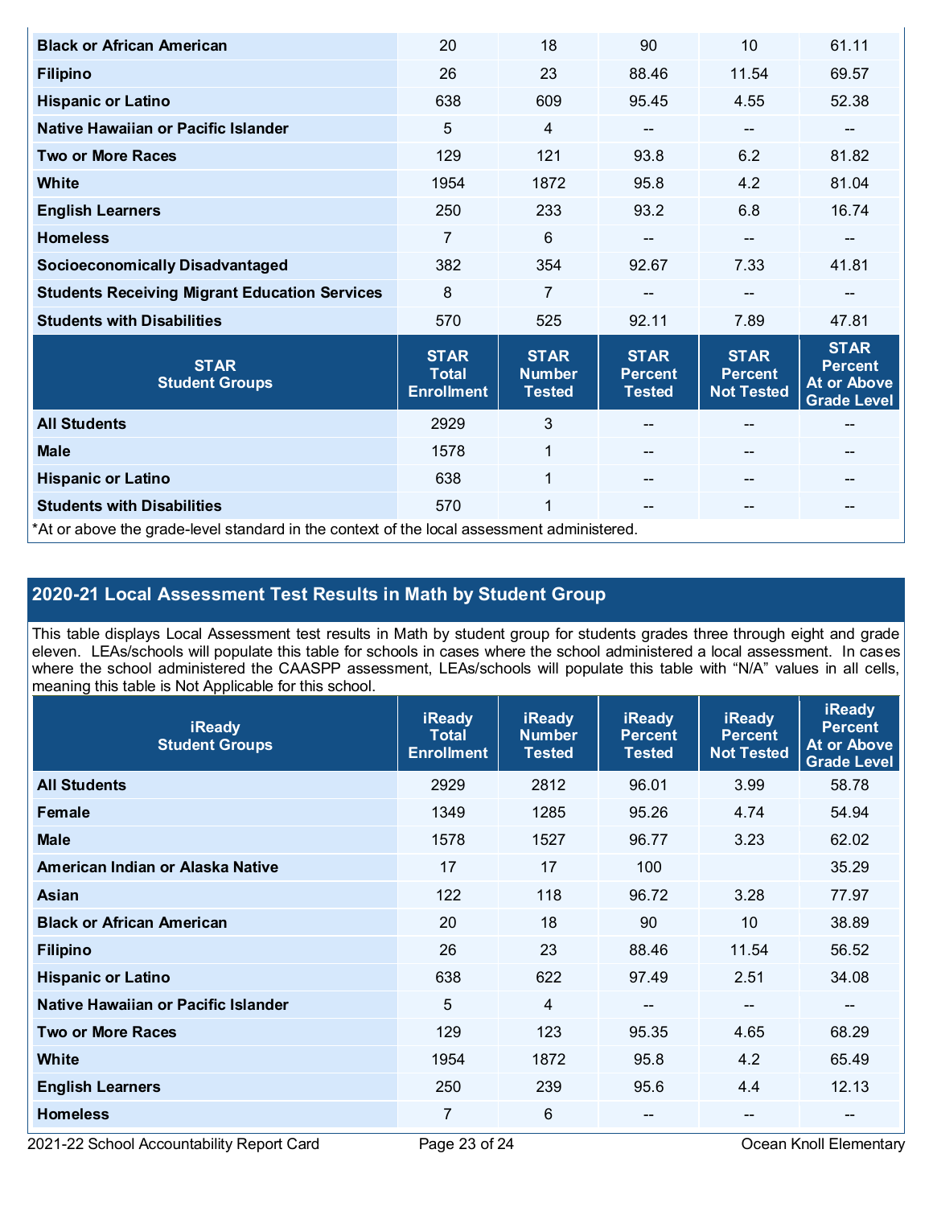| | | | | | |
|---|---|---|---|---|---|
| **Black or African American** | 20 | 18 | 90 | 10 | 61.11 |
| **Filipino** | 26 | 23 | 88.46 | 11.54 | 69.57 |
| **Hispanic or Latino** | 638 | 609 | 95.45 | 4.55 | 52.38 |
| **Native Hawaiian or Pacific Islander** | 5 | 4 | -- | -- | -- |
| **Two or More Races** | 129 | 121 | 93.8 | 6.2 | 81.82 |
| **White** | 1954 | 1872 | 95.8 | 4.2 | 81.04 |
| **English Learners** | 250 | 233 | 93.2 | 6.8 | 16.74 |
| **Homeless** | 7 | 6 | -- | -- | -- |
| **Socioeconomically Disadvantaged** | 382 | 354 | 92.67 | 7.33 | 41.81 |
| **Students Receiving Migrant Education Services** | 8 | 7 | -- | -- | -- |
| **Students with Disabilities** | 570 | 525 | 92.11 | 7.89 | 47.81 |

| STAR Student Groups | STAR Total Enrollment | STAR Number Tested | STAR Percent Tested | STAR Percent Not Tested | STAR Percent At or Above Grade Level |
|---|---|---|---|---|---|
| **All Students** | 2929 | 3 | -- | -- | -- |
| **Male** | 1578 | 1 | -- | -- | -- |
| **Hispanic or Latino** | 638 | 1 | -- | -- | -- |
| **Students with Disabilities** | 570 | 1 | -- | -- | -- |

*At or above the grade-level standard in the context of the local assessment administered.

## 2020-21 Local Assessment Test Results in Math by Student Group

This table displays Local Assessment test results in Math by student group for students grades three through eight and grade eleven. LEAs/schools will populate this table for schools in cases where the school administered a local assessment. In cases where the school administered the CAASPP assessment, LEAs/schools will populate this table with "N/A" values in all cells, meaning this table is Not Applicable for this school.

| iReady Student Groups | iReady Total Enrollment | iReady Number Tested | iReady Percent Tested | iReady Percent Not Tested | iReady Percent At or Above Grade Level |
|---|---|---|---|---|---|
| **All Students** | 2929 | 2812 | 96.01 | 3.99 | 58.78 |
| **Female** | 1349 | 1285 | 95.26 | 4.74 | 54.94 |
| **Male** | 1578 | 1527 | 96.77 | 3.23 | 62.02 |
| **American Indian or Alaska Native** | 17 | 17 | 100 | | 35.29 |
| **Asian** | 122 | 118 | 96.72 | 3.28 | 77.97 |
| **Black or African American** | 20 | 18 | 90 | 10 | 38.89 |
| **Filipino** | 26 | 23 | 88.46 | 11.54 | 56.52 |
| **Hispanic or Latino** | 638 | 622 | 97.49 | 2.51 | 34.08 |
| **Native Hawaiian or Pacific Islander** | 5 | 4 | -- | -- | -- |
| **Two or More Races** | 129 | 123 | 95.35 | 4.65 | 68.29 |
| **White** | 1954 | 1872 | 95.8 | 4.2 | 65.49 |
| **English Learners** | 250 | 239 | 95.6 | 4.4 | 12.13 |
| **Homeless** | 7 | 6 | -- | -- | -- |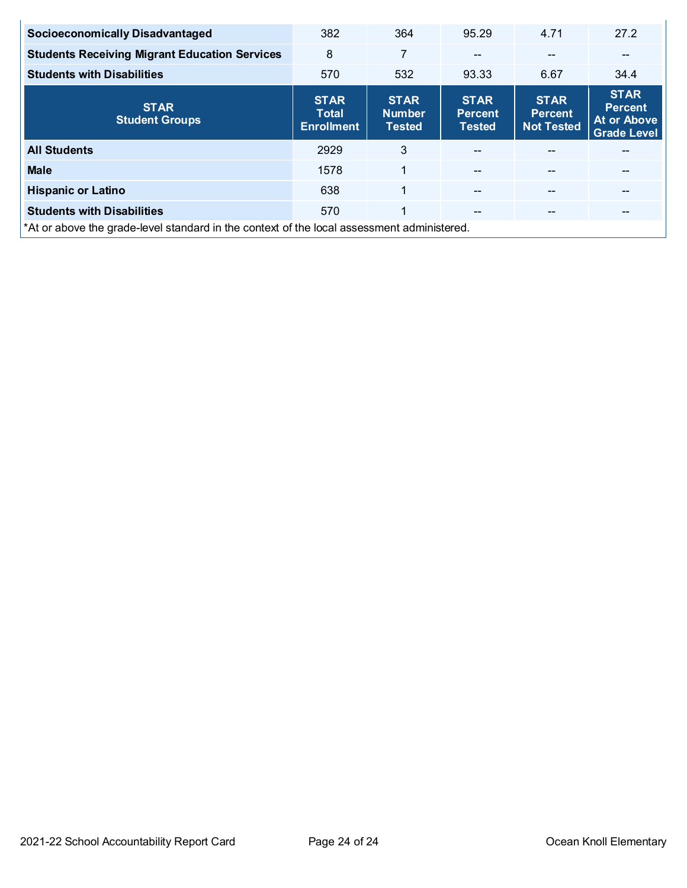| | | | | | |
|---|---|---|---|---|---|
| **Socioeconomically Disadvantaged** | 382 | 364 | 95.29 | 4.71 | 27.2 |
| **Students Receiving Migrant Education Services** | 8 | 7 | -- | -- | -- |
| **Students with Disabilities** | 570 | 532 | 93.33 | 6.67 | 34.4 |

| STAR Student Groups | STAR Total Enrollment | STAR Number Tested | STAR Percent Tested | STAR Percent Not Tested | STAR Percent At or Above Grade Level |
|---|---|---|---|---|---|
| **All Students** | 2929 | 3 | -- | -- | -- |
| **Male** | 1578 | 1 | -- | -- | -- |
| **Hispanic or Latino** | 638 | 1 | -- | -- | -- |
| **Students with Disabilities** | 570 | 1 | -- | -- | -- |

*At or above the grade-level standard in the context of the local assessment administered.